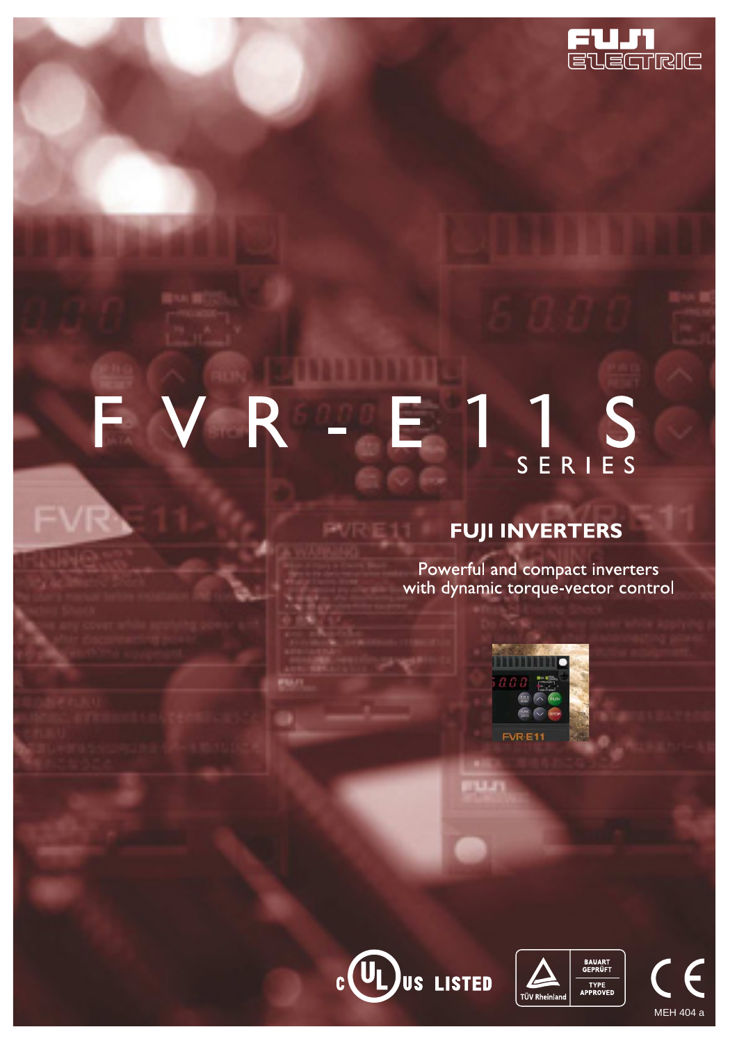FUJI ELECTRIC

# FVR-E11S

SERIES

## FUJI INVERTERS

Powerful and compact inverters with dynamic torque-vector control

c UL us LISTED

TÜV Rheinland BAUART GEPRÜFT TYPE APPROVED

CE

MEH 404 a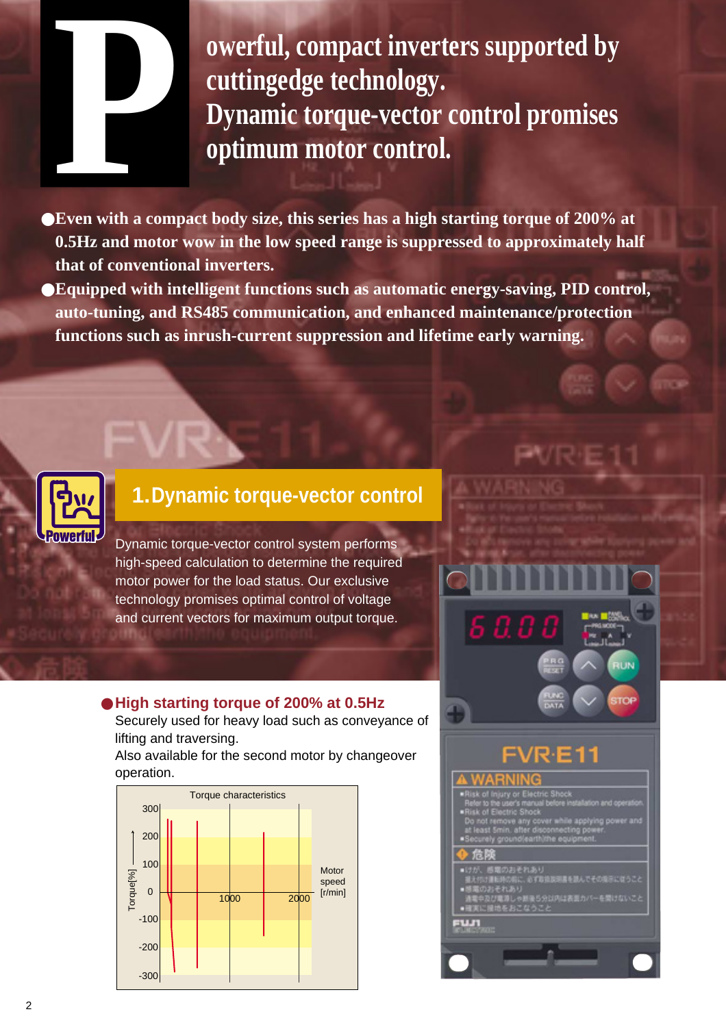# Powerful, compact inverters supported by cuttingedge technology. Dynamic torque-vector control promises optimum motor control.

- Even with a compact body size, this series has a high starting torque of 200% at 0.5Hz and motor wow in the low speed range is suppressed to approximately half that of conventional inverters.
- Equipped with intelligent functions such as automatic energy-saving, PID control, auto-tuning, and RS485 communication, and enhanced maintenance/protection functions such as inrush-current suppression and lifetime early warning.

Powerful

## 1. Dynamic torque-vector control

Dynamic torque-vector control system performs high-speed calculation to determine the required motor power for the load status. Our exclusive technology promises optimal control of voltage and current vectors for maximum output torque.

### High starting torque of 200% at 0.5Hz

Securely used for heavy load such as conveyance of lifting and traversing.
Also available for the second motor by changeover operation.

Torque characteristics

Torque[%]: 300, 200, 100, 0, -100, -200, -300

Motor speed [r/min]: 1000, 2000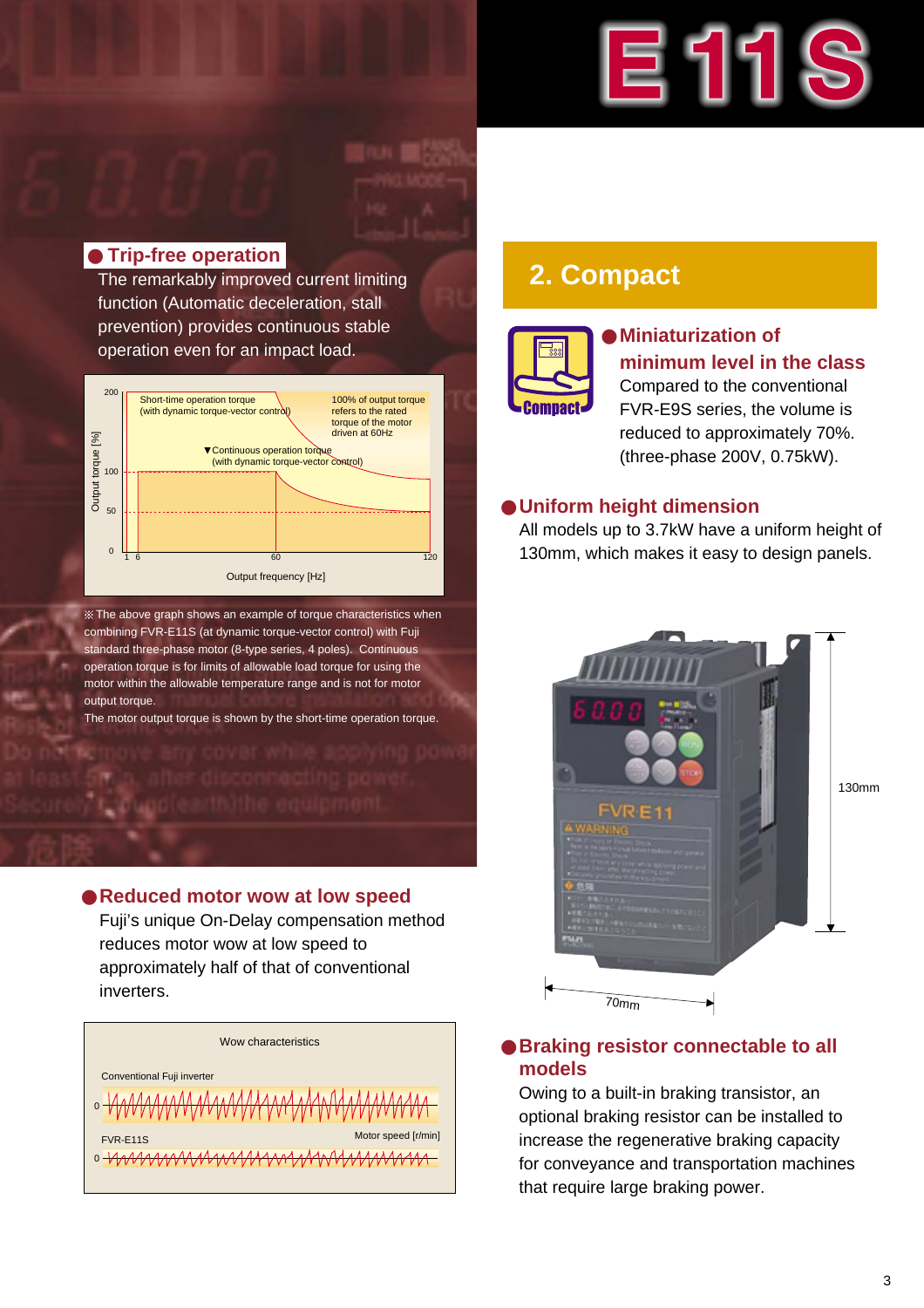# E11S

## Trip-free operation

The remarkably improved current limiting function (Automatic deceleration, stall prevention) provides continuous stable operation even for an impact load.

Short-time operation torque (with dynamic torque-vector control)

100% of output torque refers to the rated torque of the motor driven at 60Hz

Continuous operation torque (with dynamic torque-vector control)

Output torque [%]

Output frequency [Hz]

※The above graph shows an example of torque characteristics when combining FVR-E11S (at dynamic torque-vector control) with Fuji standard three-phase motor (8-type series, 4 poles). Continuous operation torque is for limits of allowable load torque for using the motor within the allowable temperature range and is not for motor output torque.
The motor output torque is shown by the short-time operation torque.

## Reduced motor wow at low speed

Fuji's unique On-Delay compensation method reduces motor wow at low speed to approximately half of that of conventional inverters.

Wow characteristics

Conventional Fuji inverter

FVR-E11S

Motor speed [r/min]

## 2. Compact

### Miniaturization of minimum level in the class

Compared to the conventional FVR-E9S series, the volume is reduced to approximately 70%. (three-phase 200V, 0.75kW).

### Uniform height dimension

All models up to 3.7kW have a uniform height of 130mm, which makes it easy to design panels.

130mm

70mm

### Braking resistor connectable to all models

Owing to a built-in braking transistor, an optional braking resistor can be installed to increase the regenerative braking capacity for conveyance and transportation machines that require large braking power.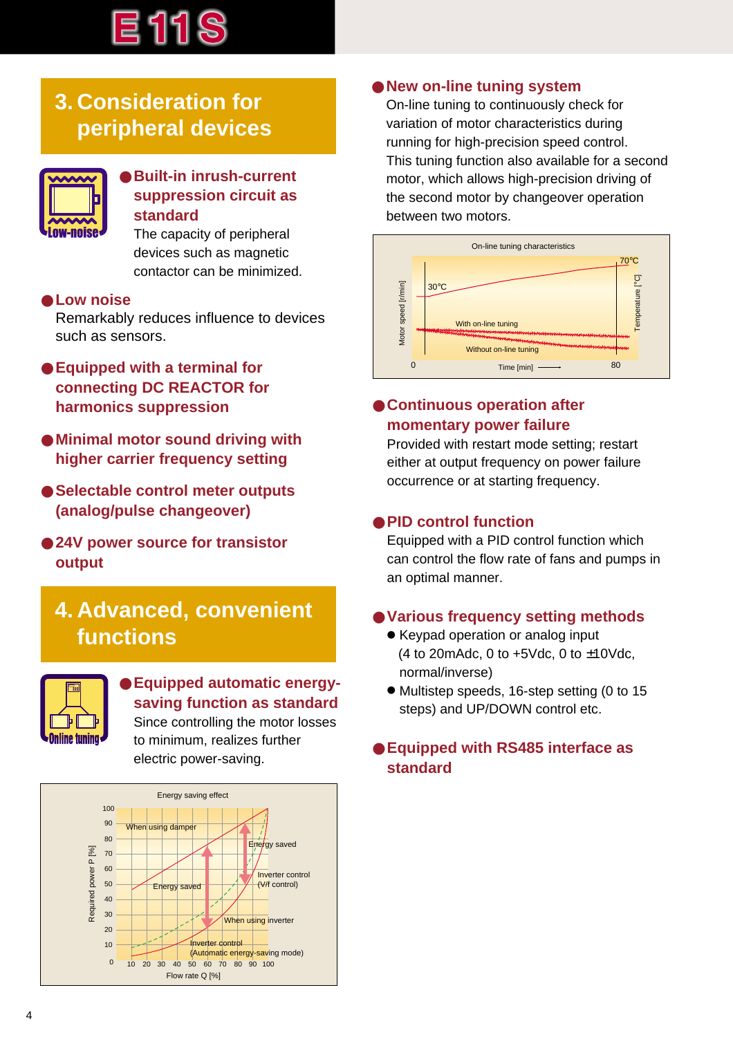## 3. Consideration for peripheral devices

### Built-in inrush-current suppression circuit as standard

The capacity of peripheral devices such as magnetic contactor can be minimized.

### Low noise

Remarkably reduces influence to devices such as sensors.

### Equipped with a terminal for connecting DC REACTOR for harmonics suppression

### Minimal motor sound driving with higher carrier frequency setting

### Selectable control meter outputs (analog/pulse changeover)

### 24V power source for transistor output

## 4. Advanced, convenient functions

### Equipped automatic energy-saving function as standard

Since controlling the motor losses to minimum, realizes further electric power-saving.

Energy saving effect

### New on-line tuning system

On-line tuning to continuously check for variation of motor characteristics during running for high-precision speed control.
This tuning function also available for a second motor, which allows high-precision driving of the second motor by changeover operation between two motors.

On-line tuning characteristics

### Continuous operation after momentary power failure

Provided with restart mode setting; restart either at output frequency on power failure occurrence or at starting frequency.

### PID control function

Equipped with a PID control function which can control the flow rate of fans and pumps in an optimal manner.

### Various frequency setting methods

- Keypad operation or analog input (4 to 20mAdc, 0 to +5Vdc, 0 to ±10Vdc, normal/inverse)
- Multistep speeds, 16-step setting (0 to 15 steps) and UP/DOWN control etc.

### Equipped with RS485 interface as standard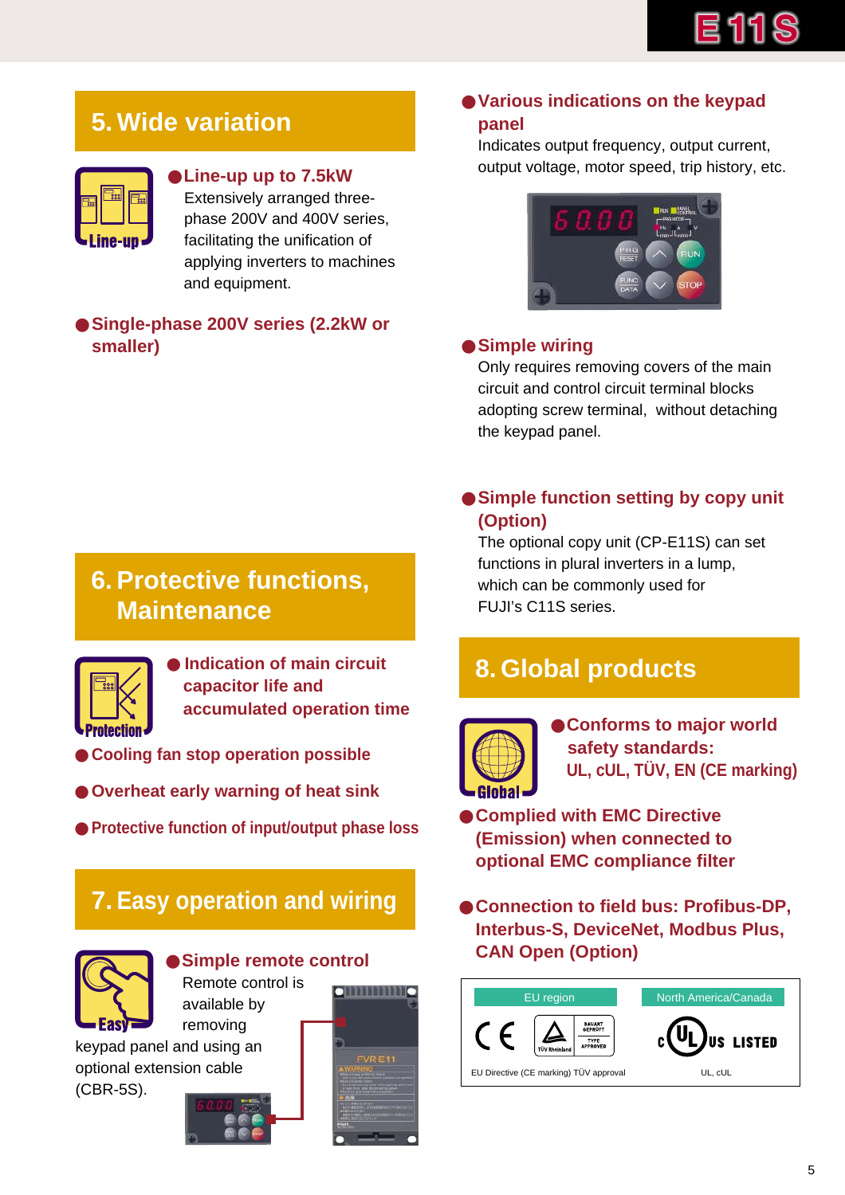## 5. Wide variation

**● Line-up up to 7.5kW**

Extensively arranged three-phase 200V and 400V series, facilitating the unification of applying inverters to machines and equipment.

**● Single-phase 200V series (2.2kW or smaller)**

## 6. Protective functions, Maintenance

**● Indication of main circuit capacitor life and accumulated operation time**

**● Cooling fan stop operation possible**

**● Overheat early warning of heat sink**

**● Protective function of input/output phase loss**

## 7. Easy operation and wiring

**● Simple remote control**

Remote control is available by removing keypad panel and using an optional extension cable (CBR-5S).

**● Various indications on the keypad panel**

Indicates output frequency, output current, output voltage, motor speed, trip history, etc.

**● Simple wiring**

Only requires removing covers of the main circuit and control circuit terminal blocks adopting screw terminal, without detaching the keypad panel.

**● Simple function setting by copy unit (Option)**

The optional copy unit (CP-E11S) can set functions in plural inverters in a lump, which can be commonly used for FUJI's C11S series.

## 8. Global products

**● Conforms to major world safety standards: UL, cUL, TÜV, EN (CE marking)**

**● Complied with EMC Directive (Emission) when connected to optional EMC compliance filter**

**● Connection to field bus: Profibus-DP, Interbus-S, DeviceNet, Modbus Plus, CAN Open (Option)**

| EU region | North America/Canada |
|---|---|
| EU Directive (CE marking) TÜV approval | UL, cUL |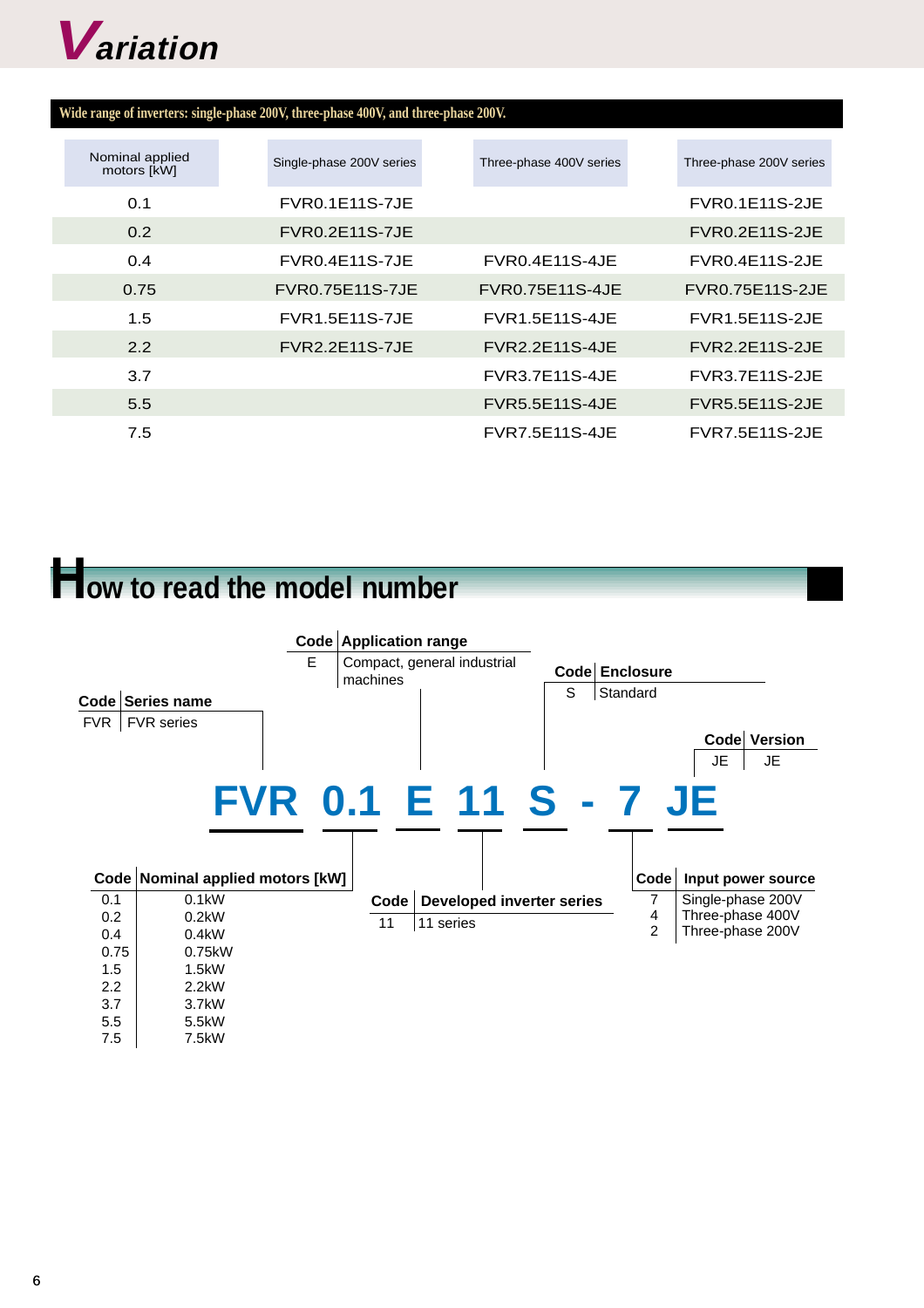# Variation

**Wide range of inverters: single-phase 200V, three-phase 400V, and three-phase 200V.**

| Nominal applied motors [kW] | Single-phase 200V series | Three-phase 400V series | Three-phase 200V series |
|---|---|---|---|
| 0.1 | FVR0.1E11S-7JE | | FVR0.1E11S-2JE |
| 0.2 | FVR0.2E11S-7JE | | FVR0.2E11S-2JE |
| 0.4 | FVR0.4E11S-7JE | FVR0.4E11S-4JE | FVR0.4E11S-2JE |
| 0.75 | FVR0.75E11S-7JE | FVR0.75E11S-4JE | FVR0.75E11S-2JE |
| 1.5 | FVR1.5E11S-7JE | FVR1.5E11S-4JE | FVR1.5E11S-2JE |
| 2.2 | FVR2.2E11S-7JE | FVR2.2E11S-4JE | FVR2.2E11S-2JE |
| 3.7 | | FVR3.7E11S-4JE | FVR3.7E11S-2JE |
| 5.5 | | FVR5.5E11S-4JE | FVR5.5E11S-2JE |
| 7.5 | | FVR7.5E11S-4JE | FVR7.5E11S-2JE |

# How to read the model number

**FVR 0.1 E 11 S - 7 JE**

| Code | Series name |
|---|---|
| FVR | FVR series |

| Code | Nominal applied motors [kW] |
|---|---|
| 0.1 | 0.1kW |
| 0.2 | 0.2kW |
| 0.4 | 0.4kW |
| 0.75 | 0.75kW |
| 1.5 | 1.5kW |
| 2.2 | 2.2kW |
| 3.7 | 3.7kW |
| 5.5 | 5.5kW |
| 7.5 | 7.5kW |

| Code | Application range |
|---|---|
| E | Compact, general industrial machines |

| Code | Developed inverter series |
|---|---|
| 11 | 11 series |

| Code | Enclosure |
|---|---|
| S | Standard |

| Code | Input power source |
|---|---|
| 7 | Single-phase 200V |
| 4 | Three-phase 400V |
| 2 | Three-phase 200V |

| Code | Version |
|---|---|
| JE | JE |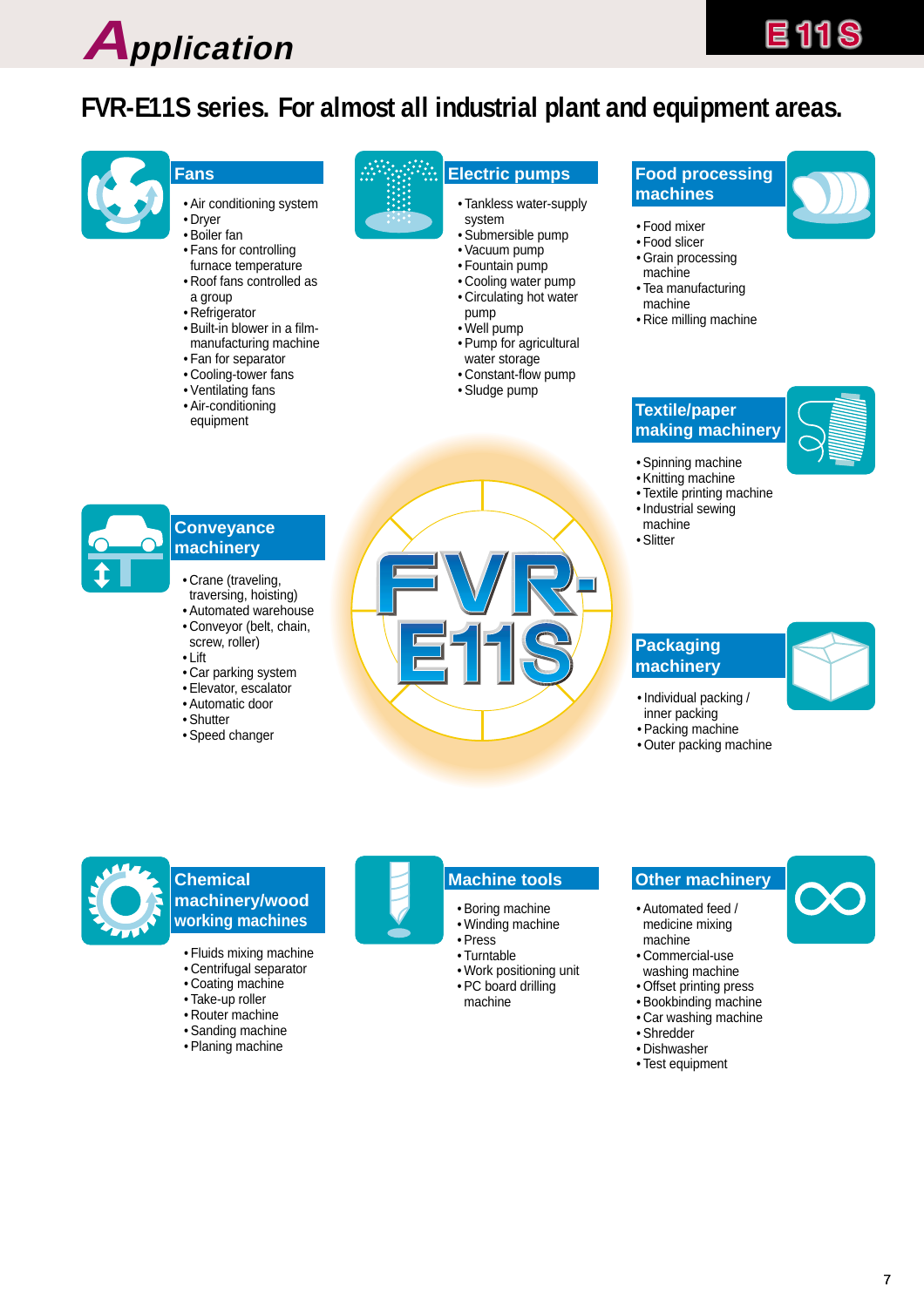# Application

## FVR-E11S series. For almost all industrial plant and equipment areas.

### Fans

- Air conditioning system
- Dryer
- Boiler fan
- Fans for controlling furnace temperature
- Roof fans controlled as a group
- Refrigerator
- Built-in blower in a film-manufacturing machine
- Fan for separator
- Cooling-tower fans
- Ventilating fans
- Air-conditioning equipment

### Electric pumps

- Tankless water-supply system
- Submersible pump
- Vacuum pump
- Fountain pump
- Cooling water pump
- Circulating hot water pump
- Well pump
- Pump for agricultural water storage
- Constant-flow pump
- Sludge pump

### Food processing machines

- Food mixer
- Food slicer
- Grain processing machine
- Tea manufacturing machine
- Rice milling machine

### Textile/paper making machinery

- Spinning machine
- Knitting machine
- Textile printing machine
- Industrial sewing machine
- Slitter

### Conveyance machinery

- Crane (traveling, traversing, hoisting)
- Automated warehouse
- Conveyor (belt, chain, screw, roller)
- Lift
- Car parking system
- Elevator, escalator
- Automatic door
- Shutter
- Speed changer

FVR-E11S

### Packaging machinery

- Individual packing / inner packing
- Packing machine
- Outer packing machine

### Chemical machinery/wood working machines

- Fluids mixing machine
- Centrifugal separator
- Coating machine
- Take-up roller
- Router machine
- Sanding machine
- Planing machine

### Machine tools

- Boring machine
- Winding machine
- Press
- Turntable
- Work positioning unit
- PC board drilling machine

### Other machinery

- Automated feed / medicine mixing machine
- Commercial-use washing machine
- Offset printing press
- Bookbinding machine
- Car washing machine
- Shredder
- Dishwasher
- Test equipment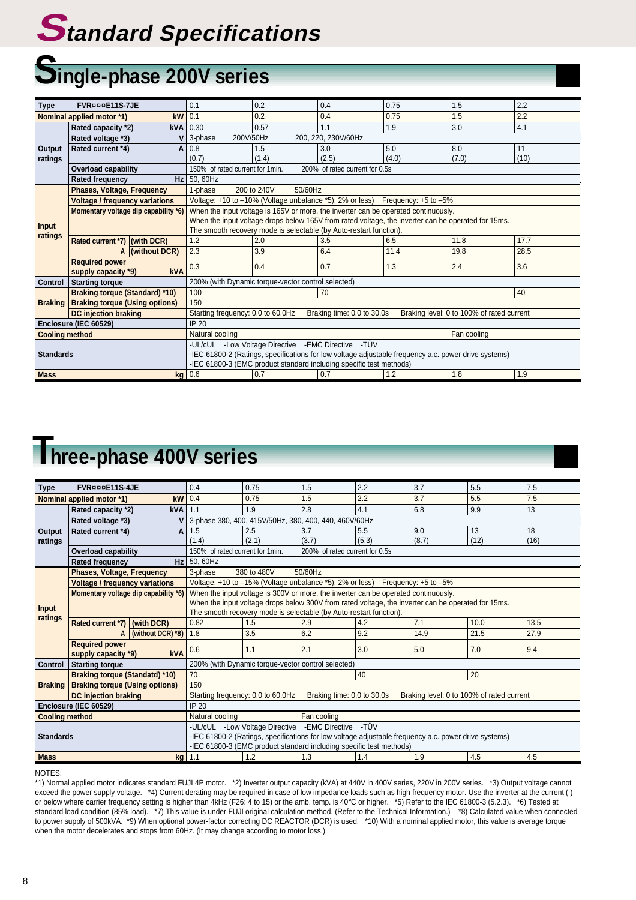# Standard Specifications

## Single-phase 200V series

| Type | | FVR□□□E11S-7JE | 0.1 | 0.2 | 0.4 | 0.75 | 1.5 | 2.2 |
|---|---|---|---|---|---|---|---|---|
| Nominal applied motor *1) | | kW | 0.1 | 0.2 | 0.4 | 0.75 | 1.5 | 2.2 |
| Output ratings | Rated capacity *2) | kVA | 0.30 | 0.57 | 1.1 | 1.9 | 3.0 | 4.1 |
| | Rated voltage *3) | V | 3-phase 200V/50Hz 200, 220, 230V/60Hz | | | | | |
| | Rated current *4) | A | 0.8 (0.7) | 1.5 (1.4) | 3.0 (2.5) | 5.0 (4.0) | 8.0 (7.0) | 11 (10) |
| | Overload capability | | 150% of rated current for 1min. 200% of rated current for 0.5s | | | | | |
| | Rated frequency | Hz | 50, 60Hz | | | | | |
| Input ratings | Phases, Voltage, Frequency | | 1-phase 200 to 240V 50/60Hz | | | | | |
| | Voltage / frequency variations | | Voltage: +10 to –10% (Voltage unbalance *5): 2% or less) Frequency: +5 to –5% | | | | | |
| | Momentary voltage dip capability *6) | | When the input voltage is 165V or more, the inverter can be operated continuously. When the input voltage drops below 165V from rated voltage, the inverter can be operated for 15ms. The smooth recovery mode is selectable (by Auto-restart function). | | | | | |
| | Rated current *7) A | (with DCR) | 1.2 | 2.0 | 3.5 | 6.5 | 11.8 | 17.7 |
| | | (without DCR) | 2.3 | 3.9 | 6.4 | 11.4 | 19.8 | 28.5 |
| | Required power supply capacity *9) | kVA | 0.3 | 0.4 | 0.7 | 1.3 | 2.4 | 3.6 |
| Control | Starting torque | | 200% (with Dynamic torque-vector control selected) | | | | | |
| Braking | Braking torque (Standard) *10) | | 100 | | 70 | | | 40 |
| | Braking torque (Using options) | | 150 | | | | | |
| | DC injection braking | | Starting frequency: 0.0 to 60.0Hz Braking time: 0.0 to 30.0s Braking level: 0 to 100% of rated current | | | | | |
| Enclosure (IEC 60529) | | | IP 20 | | | | | |
| Cooling method | | | Natural cooling | | | | Fan cooling | |
| Standards | | | -UL/cUL -Low Voltage Directive -EMC Directive -TÜV -IEC 61800-2 (Ratings, specifications for low voltage adjustable frequency a.c. power drive systems) -IEC 61800-3 (EMC product standard including specific test methods) | | | | | |
| Mass | | kg | 0.6 | 0.7 | 0.7 | 1.2 | 1.8 | 1.9 |

## Three-phase 400V series

| Type | | FVR□□□E11S-4JE | 0.4 | 0.75 | 1.5 | 2.2 | 3.7 | 5.5 | 7.5 |
|---|---|---|---|---|---|---|---|---|---|
| Nominal applied motor *1) | | kW | 0.4 | 0.75 | 1.5 | 2.2 | 3.7 | 5.5 | 7.5 |
| Output ratings | Rated capacity *2) | kVA | 1.1 | 1.9 | 2.8 | 4.1 | 6.8 | 9.9 | 13 |
| | Rated voltage *3) | V | 3-phase 380, 400, 415V/50Hz, 380, 400, 440, 460V/60Hz | | | | | | |
| | Rated current *4) | A | 1.5 (1.4) | 2.5 (2.1) | 3.7 (3.7) | 5.5 (5.3) | 9.0 (8.7) | 13 (12) | 18 (16) |
| | Overload capability | | 150% of rated current for 1min. 200% of rated current for 0.5s | | | | | | |
| | Rated frequency | Hz | 50, 60Hz | | | | | | |
| Input ratings | Phases, Voltage, Frequency | | 3-phase 380 to 480V 50/60Hz | | | | | | |
| | Voltage / frequency variations | | Voltage: +10 to –15% (Voltage unbalance *5): 2% or less) Frequency: +5 to –5% | | | | | | |
| | Momentary voltage dip capability *6) | | When the input voltage is 300V or more, the inverter can be operated continuously. When the input voltage drops below 300V from rated voltage, the inverter can be operated for 15ms. The smooth recovery mode is selectable (by Auto-restart function). | | | | | | |
| | Rated current *7) A | (with DCR) | 0.82 | 1.5 | 2.9 | 4.2 | 7.1 | 10.0 | 13.5 |
| | | (without DCR) *8) | 1.8 | 3.5 | 6.2 | 9.2 | 14.9 | 21.5 | 27.9 |
| | Required power supply capacity *9) | kVA | 0.6 | 1.1 | 2.1 | 3.0 | 5.0 | 7.0 | 9.4 |
| Control | Starting torque | | 200% (with Dynamic torque-vector control selected) | | | | | | |
| Braking | Braking torque (Standatd) *10) | | 70 | | | 40 | | 20 | |
| | Braking torque (Using options) | | 150 | | | | | | |
| | DC injection braking | | Starting frequency: 0.0 to 60.0Hz Braking time: 0.0 to 30.0s Braking level: 0 to 100% of rated current | | | | | | |
| Enclosure (IEC 60529) | | | IP 20 | | | | | | |
| Cooling method | | | Natural cooling | | Fan cooling | | | | |
| Standards | | | -UL/cUL -Low Voltage Directive -EMC Directive -TÜV -IEC 61800-2 (Ratings, specifications for low voltage adjustable frequency a.c. power drive systems) -IEC 61800-3 (EMC product standard including specific test methods) | | | | | | |
| Mass | | kg | 1.1 | 1.2 | 1.3 | 1.4 | 1.9 | 4.5 | 4.5 |

NOTES:
*1) Normal applied motor indicates standard FUJI 4P motor. *2) Inverter output capacity (kVA) at 440V in 400V series, 220V in 200V series. *3) Output voltage cannot exceed the power supply voltage. *4) Current derating may be required in case of low impedance loads such as high frequency motor. Use the inverter at the current ( ) or below where carrier frequency setting is higher than 4kHz (F26: 4 to 15) or the amb. temp. is 40°C or higher. *5) Refer to the IEC 61800-3 (5.2.3). *6) Tested at standard load condition (85% load). *7) This value is under FUJI original calculation method. (Refer to the Technical Information.) *8) Calculated value when connected to power supply of 500kVA. *9) When optional power-factor correcting DC REACTOR (DCR) is used. *10) With a nominal applied motor, this value is average torque when the motor decelerates and stops from 60Hz. (It may change according to motor loss.)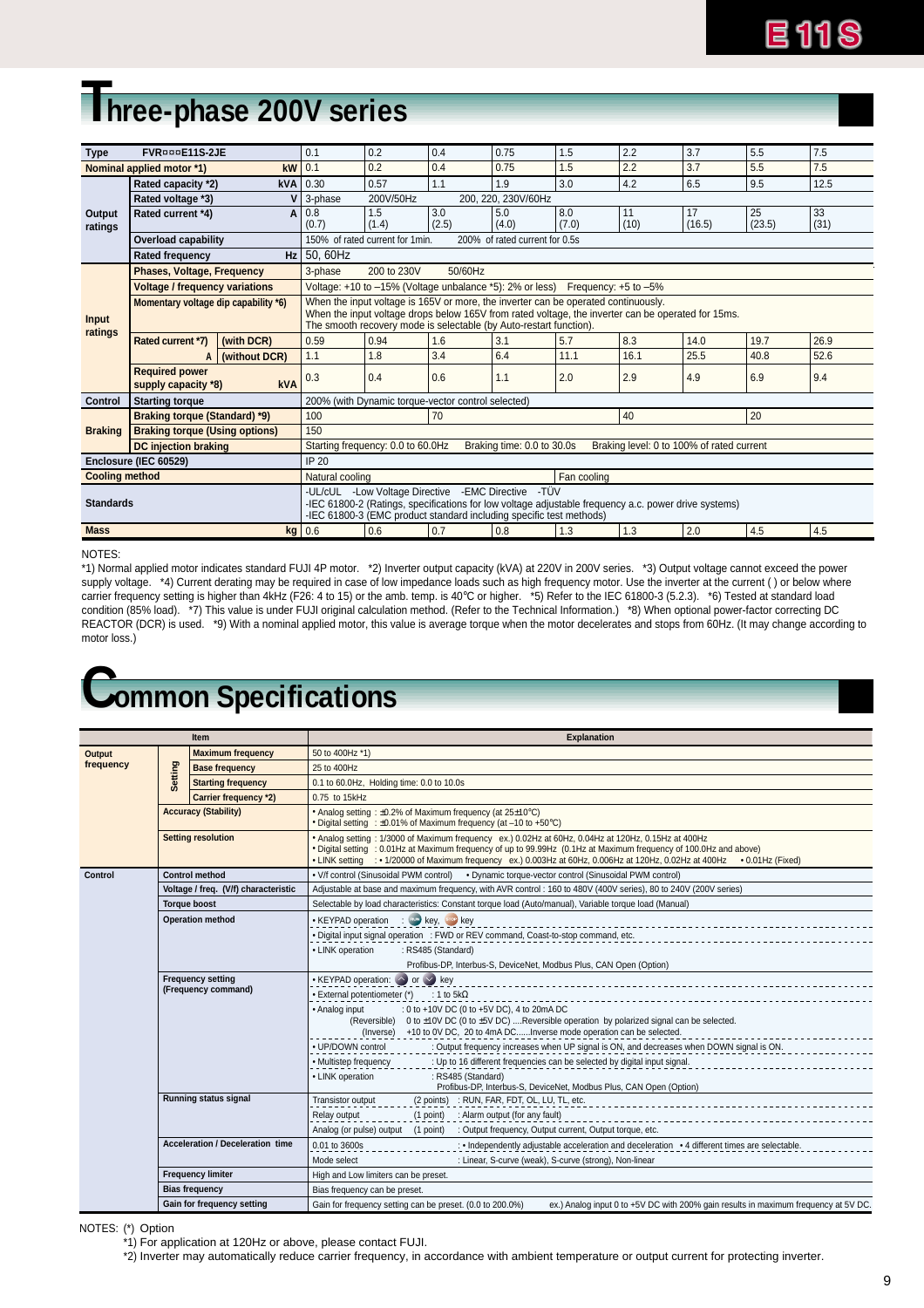# Three-phase 200V series

| Type | | FVR□□□E11S-2JE | 0.1 | 0.2 | 0.4 | 0.75 | 1.5 | 2.2 | 3.7 | 5.5 | 7.5 |
|---|---|---|---|---|---|---|---|---|---|---|---|
| Nominal applied motor *1) | | kW | 0.1 | 0.2 | 0.4 | 0.75 | 1.5 | 2.2 | 3.7 | 5.5 | 7.5 |
| Output ratings | Rated capacity *2) | kVA | 0.30 | 0.57 | 1.1 | 1.9 | 3.0 | 4.2 | 6.5 | 9.5 | 12.5 |
| | Rated voltage *3) | V | 3-phase 200V/50Hz 200, 220, 230V/60Hz | | | | | | | | |
| | Rated current *4) | A | 0.8 (0.7) | 1.5 (1.4) | 3.0 (2.5) | 5.0 (4.0) | 8.0 (7.0) | 11 (10) | 17 (16.5) | 25 (23.5) | 33 (31) |
| | Overload capability | | 150% of rated current for 1min. 200% of rated current for 0.5s | | | | | | | | |
| | Rated frequency | Hz | 50, 60Hz | | | | | | | | |
| Input ratings | Phases, Voltage, Frequency | | 3-phase 200 to 230V 50/60Hz | | | | | | | | |
| | Voltage / frequency variations | | Voltage: +10 to –15% (Voltage unbalance *5): 2% or less) Frequency: +5 to –5% | | | | | | | | |
| | Momentary voltage dip capability *6) | | When the input voltage is 165V or more, the inverter can be operated continuously. When the input voltage drops below 165V from rated voltage, the inverter can be operated for 15ms. The smooth recovery mode is selectable (by Auto-restart function). | | | | | | | | |
| | Rated current *7) A | (with DCR) | 0.59 | 0.94 | 1.6 | 3.1 | 5.7 | 8.3 | 14.0 | 19.7 | 26.9 |
| | | (without DCR) | 1.1 | 1.8 | 3.4 | 6.4 | 11.1 | 16.1 | 25.5 | 40.8 | 52.6 |
| | Required power supply capacity *8) | kVA | 0.3 | 0.4 | 0.6 | 1.1 | 2.0 | 2.9 | 4.9 | 6.9 | 9.4 |
| Control | Starting torque | | 200% (with Dynamic torque-vector control selected) | | | | | | | | |
| Braking | Braking torque (Standard) *9) | | 100 | | 70 | | | 40 | | 20 | |
| | Braking torque (Using options) | | 150 | | | | | | | | |
| | DC injection braking | | Starting frequency: 0.0 to 60.0Hz Braking time: 0.0 to 30.0s Braking level: 0 to 100% of rated current | | | | | | | | |
| Enclosure (IEC 60529) | | | IP 20 | | | | | | | | |
| Cooling method | | | Natural cooling | | | | Fan cooling | | | | |
| Standards | | | -UL/cUL -Low Voltage Directive -EMC Directive -TÜV -IEC 61800-2 (Ratings, specifications for low voltage adjustable frequency a.c. power drive systems) -IEC 61800-3 (EMC product standard including specific test methods) | | | | | | | | |
| Mass | | kg | 0.6 | 0.6 | 0.7 | 0.8 | 1.3 | 1.3 | 2.0 | 4.5 | 4.5 |

NOTES:
*1) Normal applied motor indicates standard FUJI 4P motor. *2) Inverter output capacity (kVA) at 220V in 200V series. *3) Output voltage cannot exceed the power supply voltage. *4) Current derating may be required in case of low impedance loads such as high frequency motor. Use the inverter at the current ( ) or below where carrier frequency setting is higher than 4kHz (F26: 4 to 15) or the amb. temp. is 40℃ or higher. *5) Refer to the IEC 61800-3 (5.2.3). *6) Tested at standard load condition (85% load). *7) This value is under FUJI original calculation method. (Refer to the Technical Information.) *8) When optional power-factor correcting DC REACTOR (DCR) is used. *9) With a nominal applied motor, this value is average torque when the motor decelerates and stops from 60Hz. (It may change according to motor loss.)

# Common Specifications

| Item | | | Explanation |
|---|---|---|---|
| Output frequency | Setting | Maximum frequency | 50 to 400Hz *1) |
| | | Base frequency | 25 to 400Hz |
| | | Starting frequency | 0.1 to 60.0Hz, Holding time: 0.0 to 10.0s |
| | | Carrier frequency *2) | 0.75 to 15kHz |
| | Accuracy (Stability) | | • Analog setting : ±0.2% of Maximum frequency (at 25±10℃)<br>• Digital setting : ±0.01% of Maximum frequency (at –10 to +50℃) |
| | Setting resolution | | • Analog setting : 1/3000 of Maximum frequency ex.) 0.02Hz at 60Hz, 0.04Hz at 120Hz, 0.15Hz at 400Hz<br>• Digital setting : 0.01Hz at Maximum frequency of up to 99.99Hz (0.1Hz at Maximum frequency of 100.0Hz and above)<br>• LINK setting : • 1/20000 of Maximum frequency ex.) 0.003Hz at 60Hz, 0.006Hz at 120Hz, 0.02Hz at 400Hz • 0.01Hz (Fixed) |
| Control | Control method | | • V/f control (Sinusoidal PWM control) • Dynamic torque-vector control (Sinusoidal PWM control) |
| | Voltage / freq. (V/f) characteristic | | Adjustable at base and maximum frequency, with AVR control : 160 to 480V (400V series), 80 to 240V (200V series) |
| | Torque boost | | Selectable by load characteristics: Constant torque load (Auto/manual), Variable torque load (Manual) |
| | Operation method | | • KEYPAD operation : RUN key, STOP key<br>• Digital input signal operation : FWD or REV command, Coast-to-stop command, etc.<br>• LINK operation : RS485 (Standard)<br>Profibus-DP, Interbus-S, DeviceNet, Modbus Plus, CAN Open (Option) |
| | Frequency setting (Frequency command) | | • KEYPAD operation: ∧ or ∨ key<br>• External potentiometer (*) : 1 to 5kΩ<br>• Analog input : 0 to +10V DC (0 to +5V DC), 4 to 20mA DC<br>(Reversible) 0 to ±10V DC (0 to ±5V DC) ....Reversible operation by polarized signal can be selected.<br>(Inverse) +10 to 0V DC, 20 to 4mA DC......Inverse mode operation can be selected.<br>• UP/DOWN control : Output frequency increases when UP signal is ON, and decreases when DOWN signal is ON.<br>• Multistep frequency : Up to 16 different frequencies can be selected by digital input signal.<br>• LINK operation : RS485 (Standard)<br>Profibus-DP, Interbus-S, DeviceNet, Modbus Plus, CAN Open (Option) |
| | Running status signal | | Transistor output (2 points) : RUN, FAR, FDT, OL, LU, TL, etc.<br>Relay output (1 point) : Alarm output (for any fault)<br>Analog (or pulse) output (1 point) : Output frequency, Output current, Output torque, etc. |
| | Acceleration / Deceleration time | | 0.01 to 3600s : • Independently adjustable acceleration and deceleration • 4 different times are selectable.<br>Mode select : Linear, S-curve (weak), S-curve (strong), Non-linear |
| | Frequency limiter | | High and Low limiters can be preset. |
| | Bias frequency | | Bias frequency can be preset. |
| | Gain for frequency setting | | Gain for frequency setting can be preset. (0.0 to 200.0%) ex.) Analog input 0 to +5V DC with 200% gain results in maximum frequency at 5V DC. |

NOTES: (*) Option
*1) For application at 120Hz or above, please contact FUJI.
*2) Inverter may automatically reduce carrier frequency, in accordance with ambient temperature or output current for protecting inverter.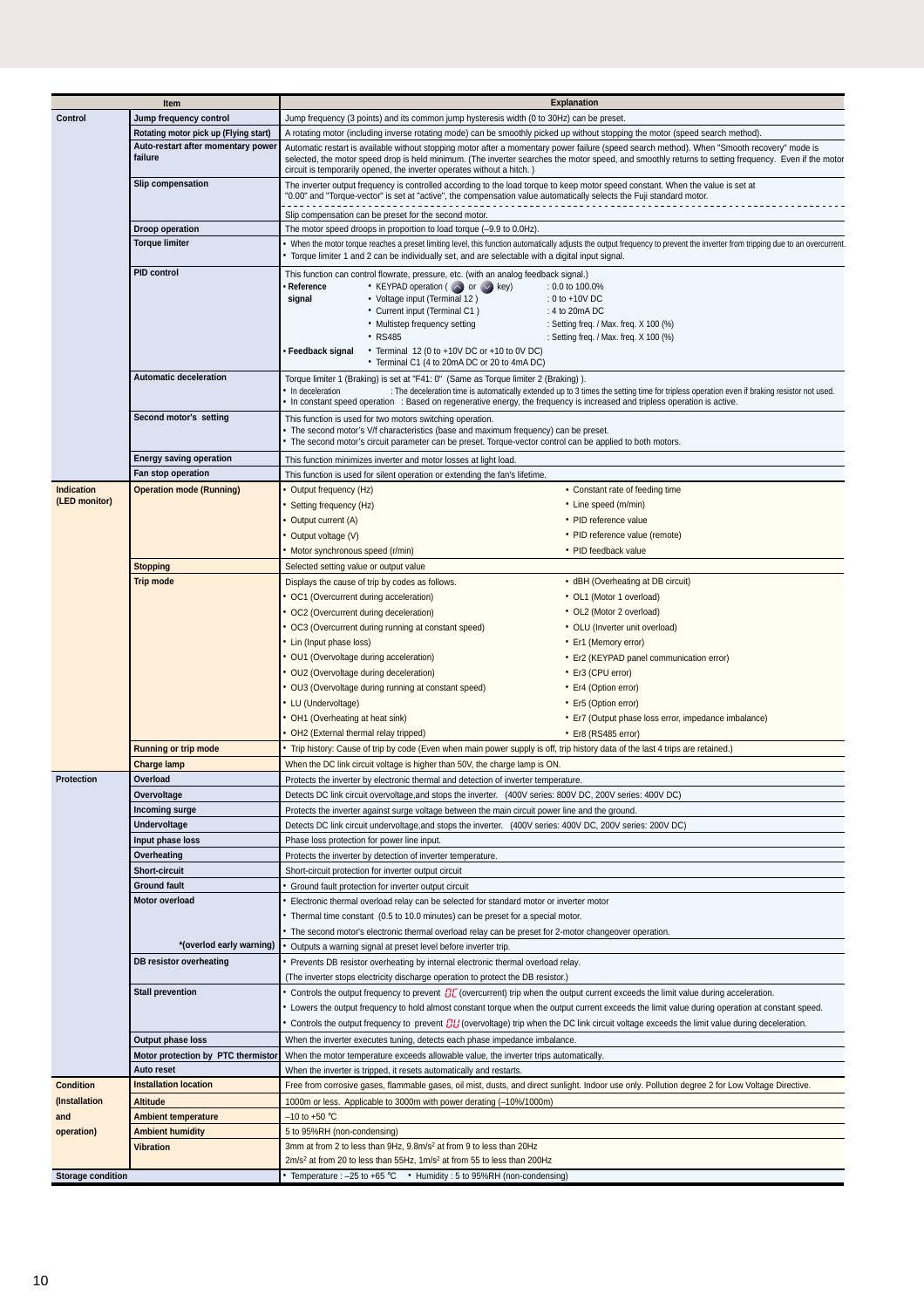| Item | | Explanation |
|---|---|---|
| Control | Jump frequency control | Jump frequency (3 points) and its common jump hysteresis width (0 to 30Hz) can be preset. |
| | Rotating motor pick up (Flying start) | A rotating motor (including inverse rotating mode) can be smoothly picked up without stopping the motor (speed search method). |
| | Auto-restart after momentary power failure | Automatic restart is available without stopping motor after a momentary power failure (speed search method). When "Smooth recovery" mode is selected, the motor speed drop is held minimum. (The inverter searches the motor speed, and smoothly returns to setting frequency. Even if the motor circuit is temporarily opened, the inverter operates without a hitch. ) |
| | Slip compensation | The inverter output frequency is controlled according to the load torque to keep motor speed constant. When the value is set at "0.00" and "Torque-vector" is set at "active", the compensation value automatically selects the Fuji standard motor.<br>Slip compensation can be preset for the second motor. |
| | Droop operation | The motor speed droops in proportion to load torque (–9.9 to 0.0Hz). |
| | Torque limiter | • When the motor torque reaches a preset limiting level, this function automatically adjusts the output frequency to prevent the inverter from tripping due to an overcurrent.<br>• Torque limiter 1 and 2 can be individually set, and are selectable with a digital input signal. |
| | PID control | This function can control flowrate, pressure, etc. (with an analog feedback signal.)<br>• Reference signal: • KEYPAD operation (∧ or ∨ key) : 0.0 to 100.0%; • Voltage input (Terminal 12 ) : 0 to +10V DC; • Current input (Terminal C1 ) : 4 to 20mA DC; • Multistep frequency setting : Setting freq. / Max. freq. X 100 (%); • RS485 : Setting freq. / Max. freq. X 100 (%)<br>• Feedback signal: • Terminal 12 (0 to +10V DC or +10 to 0V DC); • Terminal C1 (4 to 20mA DC or 20 to 4mA DC) |
| | Automatic deceleration | Torque limiter 1 (Braking) is set at "F41: 0" (Same as Torque limiter 2 (Braking) ).<br>• In deceleration : The deceleration time is automatically extended up to 3 times the setting time for tripless operation even if braking resistor not used.<br>• In constant speed operation : Based on regenerative energy, the frequency is increased and tripless operation is active. |
| | Second motor's setting | This function is used for two motors switching operation.<br>• The second motor's V/f characteristics (base and maximum frequency) can be preset.<br>• The second motor's circuit parameter can be preset. Torque-vector control can be applied to both motors. |
| | Energy saving operation | This function minimizes inverter and motor losses at light load. |
| | Fan stop operation | This function is used for silent operation or extending the fan's lifetime. |
| Indication (LED monitor) | Operation mode (Running) | • Output frequency (Hz)<br>• Setting frequency (Hz)<br>• Output current (A)<br>• Output voltage (V)<br>• Motor synchronous speed (r/min)<br>• Constant rate of feeding time<br>• Line speed (m/min)<br>• PID reference value<br>• PID reference value (remote)<br>• PID feedback value |
| | Stopping | Selected setting value or output value |
| | Trip mode | Displays the cause of trip by codes as follows.<br>• OC1 (Overcurrent during acceleration)<br>• OC2 (Overcurrent during deceleration)<br>• OC3 (Overcurrent during running at constant speed)<br>• Lin (Input phase loss)<br>• OU1 (Overvoltage during acceleration)<br>• OU2 (Overvoltage during deceleration)<br>• OU3 (Overvoltage during running at constant speed)<br>• LU (Undervoltage)<br>• OH1 (Overheating at heat sink)<br>• OH2 (External thermal relay tripped)<br>• dBH (Overheating at DB circuit)<br>• OL1 (Motor 1 overload)<br>• OL2 (Motor 2 overload)<br>• OLU (Inverter unit overload)<br>• Er1 (Memory error)<br>• Er2 (KEYPAD panel communication error)<br>• Er3 (CPU error)<br>• Er4 (Option error)<br>• Er5 (Option error)<br>• Er7 (Output phase loss error, impedance imbalance)<br>• Er8 (RS485 error) |
| | Running or trip mode | • Trip history: Cause of trip by code (Even when main power supply is off, trip history data of the last 4 trips are retained.) |
| | Charge lamp | When the DC link circuit voltage is higher than 50V, the charge lamp is ON. |
| Protection | Overload | Protects the inverter by electronic thermal and detection of inverter temperature. |
| | Overvoltage | Detects DC link circuit overvoltage,and stops the inverter. (400V series: 800V DC, 200V series: 400V DC) |
| | Incoming surge | Protects the inverter against surge voltage between the main circuit power line and the ground. |
| | Undervoltage | Detects DC link circuit undervoltage,and stops the inverter. (400V series: 400V DC, 200V series: 200V DC) |
| | Input phase loss | Phase loss protection for power line input. |
| | Overheating | Protects the inverter by detection of inverter temperature. |
| | Short-circuit | Short-circuit protection for inverter output circuit |
| | Ground fault | • Ground fault protection for inverter output circuit |
| | Motor overload | • Electronic thermal overload relay can be selected for standard motor or inverter motor<br>• Thermal time constant (0.5 to 10.0 minutes) can be preset for a special motor.<br>• The second motor's electronic thermal overload relay can be preset for 2-motor changeover operation. |
| | *(overlod early warning) | • Outputs a warning signal at preset level before inverter trip. |
| | DB resistor overheating | • Prevents DB resistor overheating by internal electronic thermal overload relay.<br>(The inverter stops electricity discharge operation to protect the DB resistor.) |
| | Stall prevention | • Controls the output frequency to prevent OC (overcurrent) trip when the output current exceeds the limit value during acceleration.<br>• Lowers the output frequency to hold almost constant torque when the output current exceeds the limit value during operation at constant speed.<br>• Controls the output frequency to prevent OU (overvoltage) trip when the DC link circuit voltage exceeds the limit value during deceleration. |
| | Output phase loss | When the inverter executes tuning, detects each phase impedance imbalance. |
| | Motor protection by PTC thermistor | When the motor temperature exceeds allowable value, the inverter trips automatically. |
| | Auto reset | When the inverter is tripped, it resets automatically and restarts. |
| Condition (Installation and operation) | Installation location | Free from corrosive gases, flammable gases, oil mist, dusts, and direct sunlight. Indoor use only. Pollution degree 2 for Low Voltage Directive. |
| | Altitude | 1000m or less. Applicable to 3000m with power derating (–10%/1000m) |
| | Ambient temperature | –10 to +50 ℃ |
| | Ambient humidity | 5 to 95%RH (non-condensing) |
| | Vibration | 3mm at from 2 to less than 9Hz, 9.8m/s² at from 9 to less than 20Hz<br>2m/s² at from 20 to less than 55Hz, 1m/s² at from 55 to less than 200Hz |
| Storage condition | | • Temperature : –25 to +65 ℃ • Humidity : 5 to 95%RH (non-condensing) |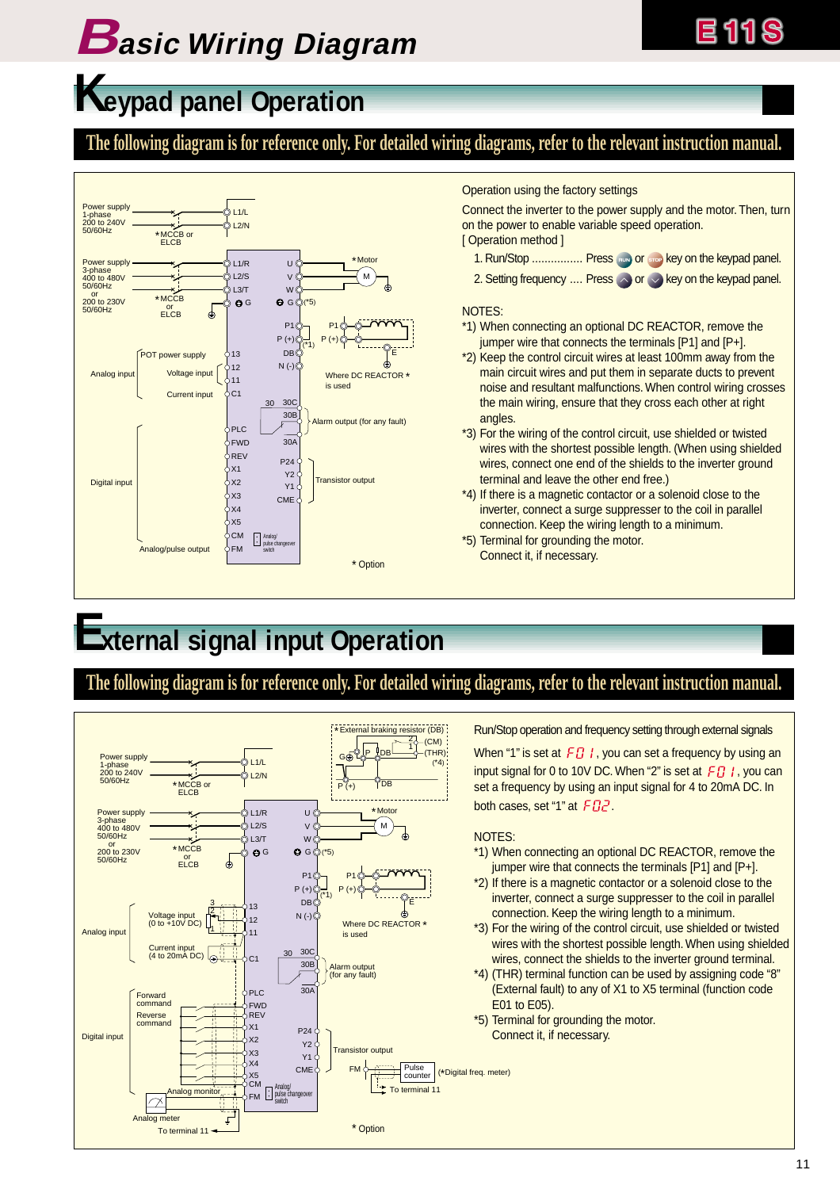# Basic Wiring Diagram

E11S

## Keypad panel Operation

**The following diagram is for reference only. For detailed wiring diagrams, refer to the relevant instruction manual.**

Power supply 1-phase 200 to 240V 50/60Hz — *MCCB or ELCB — L1/L, L2/N

Power supply 3-phase 400 to 480V 50/60Hz or 200 to 230V 50/60Hz — *MCCB or ELCB — L1/R, L2/S, L3/T, G

U, V, W — *Motor (M); G (*5)

P1, P (+) (*1), DB, N (-) — P1, P (+), E — Where DC REACTOR * is used

Analog input: POT power supply 13; Voltage input 12; 11; Current input C1

30, 30C, 30B, 30A — Alarm output (for any fault)

Digital input: PLC, FWD, REV, X1, X2, X3, X4, X5, CM

P24, Y2, Y1, CME — Transistor output

Analog/pulse output: FM — Analog/pulse changeover switch

* Option

Operation using the factory settings

Connect the inverter to the power supply and the motor. Then, turn on the power to enable variable speed operation.

[ Operation method ]

1. Run/Stop ............... Press RUN or STOP key on the keypad panel.
2. Setting frequency .... Press ∧ or ∨ key on the keypad panel.

NOTES:

*1) When connecting an optional DC REACTOR, remove the jumper wire that connects the terminals [P1] and [P+].

*2) Keep the control circuit wires at least 100mm away from the main circuit wires and put them in separate ducts to prevent noise and resultant malfunctions. When control wiring crosses the main wiring, ensure that they cross each other at right angles.

*3) For the wiring of the control circuit, use shielded or twisted wires with the shortest possible length. (When using shielded wires, connect one end of the shields to the inverter ground terminal and leave the other end free.)

*4) If there is a magnetic contactor or a solenoid close to the inverter, connect a surge suppresser to the coil in parallel connection. Keep the wiring length to a minimum.

*5) Terminal for grounding the motor.
Connect it, if necessary.

## External signal input Operation

**The following diagram is for reference only. For detailed wiring diagrams, refer to the relevant instruction manual.**

*External braking resistor (DB) — G, P, DB, 2, 1, (CM), (THR) (*4); P (+), DB

Power supply 1-phase 200 to 240V 50/60Hz — *MCCB or ELCB — L1/L, L2/N

Power supply 3-phase 400 to 480V 50/60Hz or 200 to 230V 50/60Hz — *MCCB or ELCB — L1/R, L2/S, L3/T, G

U, V, W — *Motor (M); G (*5)

P1, P (+) (*1), DB, N (-) — P1, P (+), E — Where DC REACTOR * is used

Analog input: Voltage input (0 to +10V DC) 13, 12, 11; Current input (4 to 20mA DC) C1

30, 30C, 30B, 30A — Alarm output (for any fault)

Digital input: Forward command, Reverse command — PLC, FWD, REV, X1, X2, X3, X4, X5, CM

P24, Y2, Y1, CME — Transistor output

FM — Pulse counter (*Digital freq. meter) — To terminal 11

Analog monitor — FM — Analog/pulse changeover switch — Analog meter — To terminal 11

* Option

Run/Stop operation and frequency setting through external signals

When "1" is set at F01, you can set a frequency by using an input signal for 0 to 10V DC. When "2" is set at F01, you can set a frequency by using an input signal for 4 to 20mA DC. In both cases, set "1" at F02.

NOTES:

*1) When connecting an optional DC REACTOR, remove the jumper wire that connects the terminals [P1] and [P+].

*2) If there is a magnetic contactor or a solenoid close to the inverter, connect a surge suppresser to the coil in parallel connection. Keep the wiring length to a minimum.

*3) For the wiring of the control circuit, use shielded or twisted wires with the shortest possible length. When using shielded wires, connect the shields to the inverter ground terminal.

*4) (THR) terminal function can be used by assigning code "8" (External fault) to any of X1 to X5 terminal (function code E01 to E05).

*5) Terminal for grounding the motor.
Connect it, if necessary.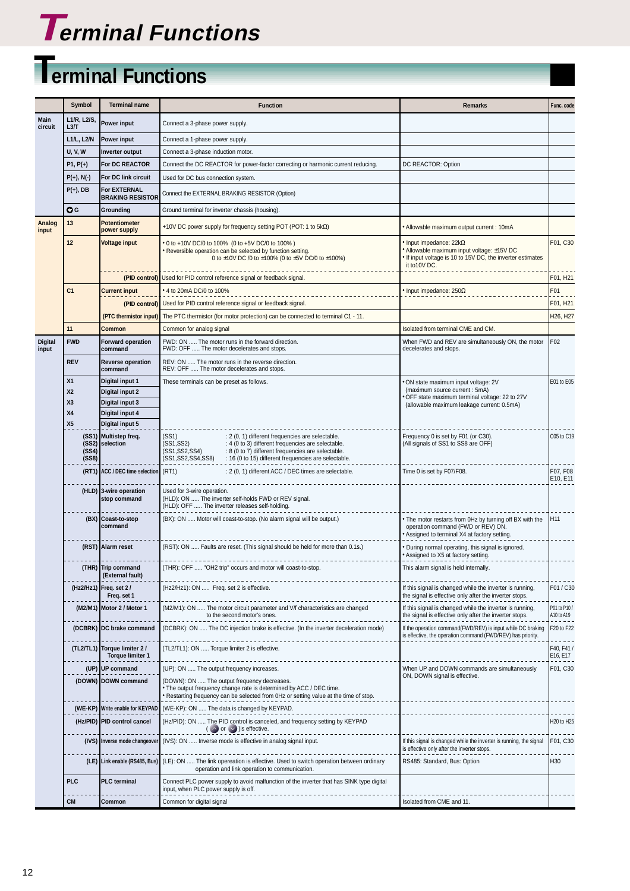# Terminal Functions

## Terminal Functions

| | Symbol | Terminal name | Function | Remarks | Func. code |
|---|---|---|---|---|---|
| Main circuit | L1/R, L2/S, L3/T | Power input | Connect a 3-phase power supply. | | |
| | L1/L, L2/N | Power input | Connect a 1-phase power supply. | | |
| | U, V, W | Inverter output | Connect a 3-phase induction motor. | | |
| | P1, P(+) | For DC REACTOR | Connect the DC REACTOR for power-factor correcting or harmonic current reducing. | DC REACTOR: Option | |
| | P(+), N(-) | For DC link circuit | Used for DC bus connection system. | | |
| | P(+), DB | For EXTERNAL BRAKING RESISTOR | Connect the EXTERNAL BRAKING RESISTOR (Option) | | |
| | ⏚ G | Grounding | Ground terminal for inverter chassis (housing). | | |
| Analog input | 13 | Potentiometer power supply | +10V DC power supply for frequency setting POT (POT: 1 to 5kΩ) | • Allowable maximum output current : 10mA | |
| | 12 | Voltage input | • 0 to +10V DC/0 to 100% (0 to +5V DC/0 to 100% )<br>• Reversible operation can be selected by function setting.<br>0 to ±10V DC /0 to ±100% (0 to ±5V DC/0 to ±100%) | • Input impedance: 22kΩ<br>• Allowable maximum input voltage: ±15V DC<br>• If input voltage is 10 to 15V DC, the inverter estimates it to10V DC. | F01, C30 |
| | | (PID control) | Used for PID control reference signal or feedback signal. | | F01, H21 |
| | C1 | Current input | • 4 to 20mA DC/0 to 100% | • Input impedance: 250Ω | F01 |
| | | (PID control) | Used for PID control reference signal or feedback signal. | | F01, H21 |
| | | (PTC thermistor input) | The PTC thermistor (for motor protection) can be connected to terminal C1 - 11. | | H26, H27 |
| | 11 | Common | Common for analog signal | Isolated from terminal CME and CM. | |
| Digital input | FWD | Forward operation command | FWD: ON ..... The motor runs in the forward direction.<br>FWD: OFF ..... The motor decelerates and stops. | When FWD and REV are simultaneously ON, the motor decelerates and stops. | F02 |
| | REV | Reverse operation command | REV: ON ..... The motor runs in the reverse direction.<br>REV: OFF ..... The motor decelerates and stops. | | |
| | X1 | Digital input 1 | These terminals can be preset as follows. | • ON state maximum input voltage: 2V (maximum source current : 5mA)<br>• OFF state maximum terminal voltage: 22 to 27V (allowable maximum leakage current: 0.5mA) | E01 to E05 |
| | X2 | Digital input 2 | | | |
| | X3 | Digital input 3 | | | |
| | X4 | Digital input 4 | | | |
| | X5 | Digital input 5 | | | |
| | (SS1) (SS2) (SS4) (SS8) | Multistep freq. selection | (SS1) : 2 (0, 1) different frequencies are selectable.<br>(SS1,SS2) : 4 (0 to 3) different frequencies are selectable.<br>(SS1,SS2,SS4) : 8 (0 to 7) different frequencies are selectable.<br>(SS1,SS2,SS4,SS8) : 16 (0 to 15) different frequencies are selectable. | Frequency 0 is set by F01 (or C30).<br>(All signals of SS1 to SS8 are OFF) | C05 to C19 |
| | (RT1) | ACC / DEC time selection | (RT1) : 2 (0, 1) different ACC / DEC times are selectable. | Time 0 is set by F07/F08. | F07, F08 E10, E11 |
| | (HLD) | 3-wire operation stop command | Used for 3-wire operation.<br>(HLD): ON ..... The inverter self-holds FWD or REV signal.<br>(HLD): OFF ..... The inverter releases self-holding. | | |
| | (BX) | Coast-to-stop command | (BX): ON ..... Motor will coast-to-stop. (No alarm signal will be output.) | • The motor restarts from 0Hz by turning off BX with the operation command (FWD or REV) ON.<br>• Assigned to terminal X4 at factory setting. | H11 |
| | (RST) | Alarm reset | (RST): ON ..... Faults are reset. (This signal should be held for more than 0.1s.) | • During normal operating, this signal is ignored.<br>• Assigned to X5 at factory setting. | |
| | (THR) | Trip command (External fault) | (THR): OFF ..... "OH2 trip" occurs and motor will coast-to-stop. | This alarm signal is held internally. | |
| | (Hz2/Hz1) | Freq. set 2 / Freq. set 1 | (Hz2/Hz1): ON ..... Freq. set 2 is effective. | If this signal is changed while the inverter is running, the signal is effective only after the inverter stops. | F01 / C30 |
| | (M2/M1) | Motor 2 / Motor 1 | (M2/M1): ON ..... The motor circuit parameter and V/f characteristics are changed to the second motor's ones. | If this signal is changed while the inverter is running, the signal is effective only after the inverter stops. | P01 to P10 / A10 to A19 |
| | (DCBRK) | DC brake command | (DCBRK): ON ..... The DC injection brake is effective. (In the inverter deceleration mode) | If the operation command(FWD/REV) is input while DC braking is effective, the operation command (FWD/REV) has priority. | F20 to F22 |
| | (TL2/TL1) | Torque limiter 2 / Torque limiter 1 | (TL2/TL1): ON ..... Torque limiter 2 is effective. | | F40, F41 / E16, E17 |
| | (UP) | UP command | (UP): ON ..... The output frequency increases. | When UP and DOWN commands are simultaneously ON, DOWN signal is effective. | F01, C30 |
| | (DOWN) | DOWN command | (DOWN): ON ..... The output frequency decreases.<br>• The output frequency change rate is determined by ACC / DEC time.<br>• Restarting frequency can be selected from 0Hz or setting value at the time of stop. | | |
| | (WE-KP) | Write enable for KEYPAD | (WE-KP): ON ..... The data is changed by KEYPAD. | | |
| | (Hz/PID) | PID control cancel | (Hz/PID): ON ..... The PID control is canceled, and frequency setting by KEYPAD (∧ or ∨) is effective. | | H20 to H25 |
| | (IVS) | Inverse mode changeover | (IVS): ON ..... Inverse mode is effective in analog signal input. | If this signal is changed while the inverter is running, the signal is effective only after the inverter stops. | F01, C30 |
| | (LE) | Link enable (RS485, Bus) | (LE): ON ..... The link opereation is effective. Used to switch operation between ordinary operation and link operation to communication. | RS485: Standard, Bus: Option | H30 |
| | PLC | PLC terminal | Connect PLC power supply to avoid malfunction of the inverter that has SINK type digital input, when PLC power supply is off. | | |
| | CM | Common | Common for digital signal | Isolated from CME and 11. | |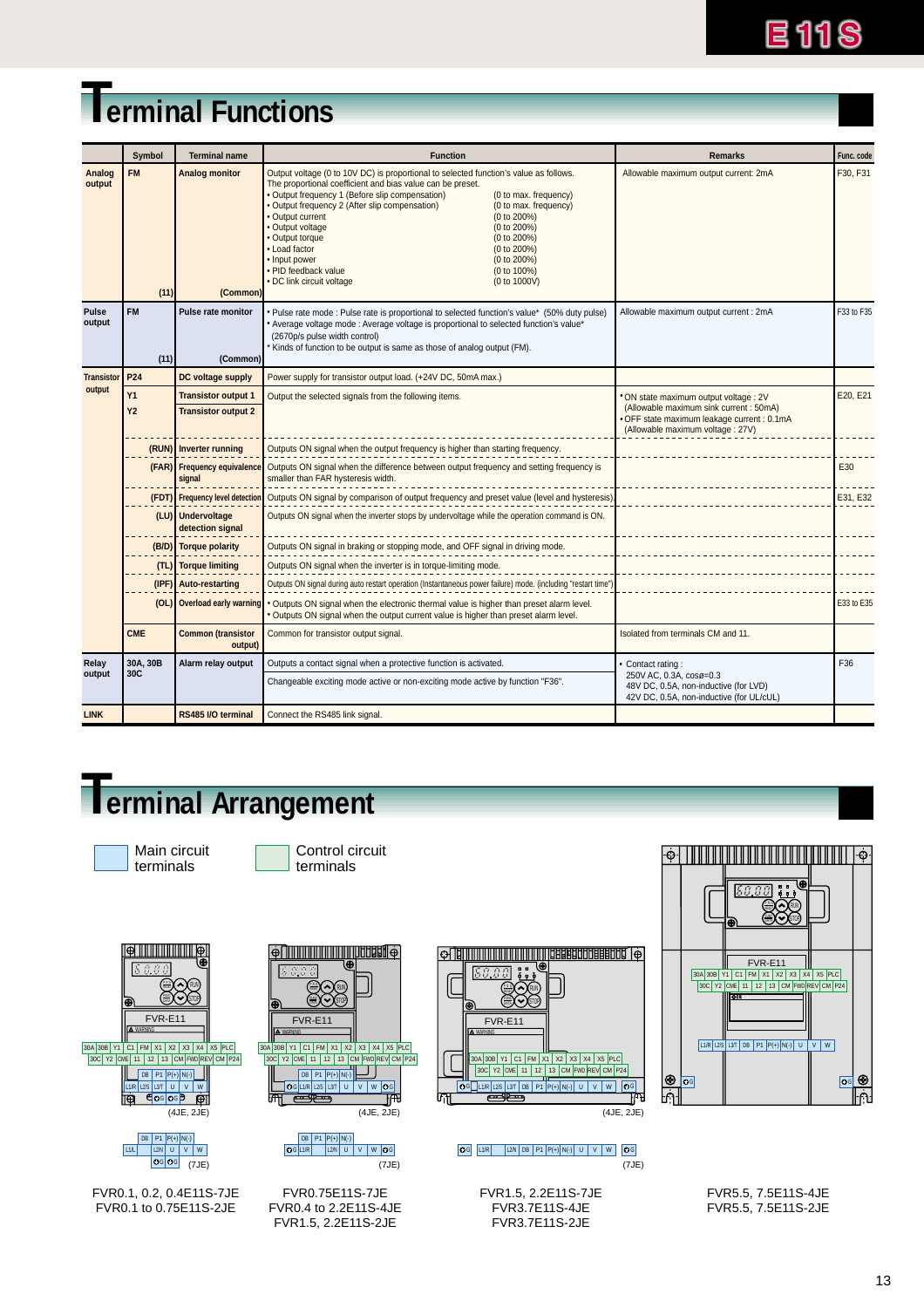# Terminal Functions

| | Symbol | Terminal name | Function | Remarks | Func. code |
|---|---|---|---|---|---|
| Analog output | FM (11) | Analog monitor (Common) | Output voltage (0 to 10V DC) is proportional to selected function's value as follows. The proportional coefficient and bias value can be preset. • Output frequency 1 (Before slip compensation) (0 to max. frequency) • Output frequency 2 (After slip compensation) (0 to max. frequency) • Output current (0 to 200%) • Output voltage (0 to 200%) • Output torque (0 to 200%) • Load factor (0 to 200%) • Input power (0 to 200%) • PID feedback value (0 to 100%) • DC link circuit voltage (0 to 1000V) | Allowable maximum output current: 2mA | F30, F31 |
| Pulse output | FM (11) | Pulse rate monitor (Common) | • Pulse rate mode : Pulse rate is proportional to selected function's value* (50% duty pulse) • Average voltage mode : Average voltage is proportional to selected function's value* (2670p/s pulse width control) * Kinds of function to be output is same as those of analog output (FM). | Allowable maximum output current : 2mA | F33 to F35 |
| Transistor output | P24 | DC voltage supply | Power supply for transistor output load. (+24V DC, 50mA max.) | | |
| | Y1 | Transistor output 1 | Output the selected signals from the following items. | • ON state maximum output voltage : 2V (Allowable maximum sink current : 50mA) • OFF state maximum leakage current : 0.1mA (Allowable maximum voltage : 27V) | E20, E21 |
| | Y2 | Transistor output 2 | | | |
| | (RUN) | Inverter running | Outputs ON signal when the output frequency is higher than starting frequency. | | |
| | (FAR) | Frequency equivalence signal | Outputs ON signal when the difference between output frequency and setting frequency is smaller than FAR hysteresis width. | | E30 |
| | (FDT) | Frequency level detection | Outputs ON signal by comparison of output frequency and preset value (level and hysteresis). | | E31, E32 |
| | (LU) | Undervoltage detection signal | Outputs ON signal when the inverter stops by undervoltage while the operation command is ON. | | |
| | (B/D) | Torque polarity | Outputs ON signal in braking or stopping mode, and OFF signal in driving mode. | | |
| | (TL) | Torque limiting | Outputs ON signal when the inverter is in torque-limiting mode. | | |
| | (IPF) | Auto-restarting | Outputs ON signal during auto restart operation (Instantaneous power failure) mode. (including "restart time") | | |
| | (OL) | Overload early warning | • Outputs ON signal when the electronic thermal value is higher than preset alarm level. • Outputs ON signal when the output current value is higher than preset alarm level. | | E33 to E35 |
| | CME | Common (transistor output) | Common for transistor output signal. | Isolated from terminals CM and 11. | |
| Relay output | 30A, 30B 30C | Alarm relay output | Outputs a contact signal when a protective function is activated. Changeable exciting mode active or non-exciting mode active by function "F36". | • Contact rating : 250V AC, 0.3A, cosø=0.3 48V DC, 0.5A, non-inductive (for LVD) 42V DC, 0.5A, non-inductive (for UL/cUL) | F36 |
| LINK | | RS485 I/O terminal | Connect the RS485 link signal. | | |

# Terminal Arrangement

Main circuit terminals

Control circuit terminals

Control circuit: 30A 30B Y1 C1 FM X1 X2 X3 X4 X5 PLC / 30C Y2 CME 11 12 13 CM FWD REV CM P24

(4JE, 2JE) (7JE)

FVR0.1, 0.2, 0.4E11S-7JE
FVR0.1 to 0.75E11S-2JE

FVR0.75E11S-7JE
FVR0.4 to 2.2E11S-4JE
FVR1.5, 2.2E11S-2JE

FVR1.5, 2.2E11S-7JE
FVR3.7E11S-4JE
FVR3.7E11S-2JE

FVR5.5, 7.5E11S-4JE
FVR5.5, 7.5E11S-2JE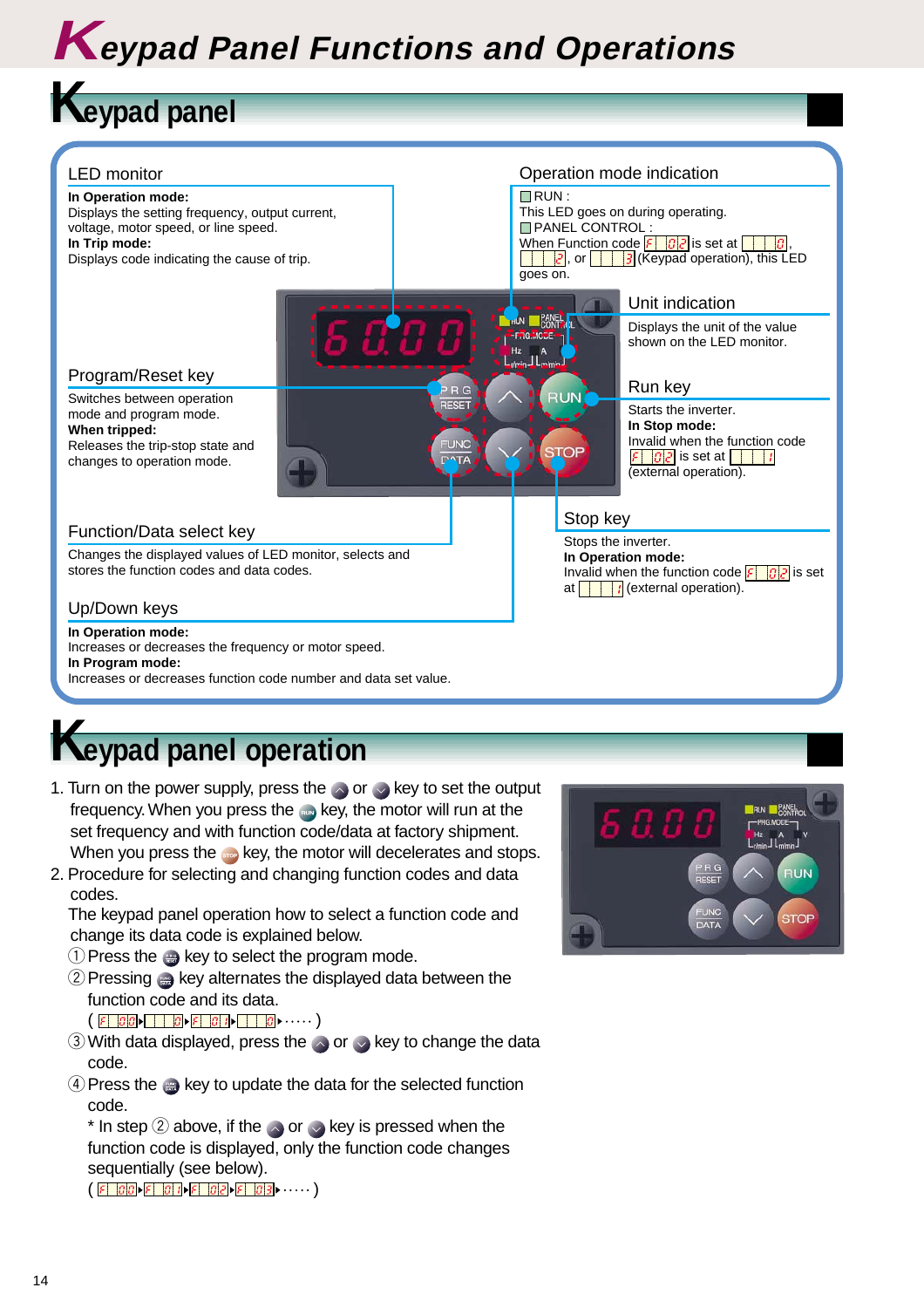# Keypad Panel Functions and Operations

## Keypad panel

### LED monitor

**In Operation mode:**
Displays the setting frequency, output current, voltage, motor speed, or line speed.
**In Trip mode:**
Displays code indicating the cause of trip.

### Operation mode indication

RUN :
This LED goes on during operating.
PANEL CONTROL :
When Function code F 02 is set at 0, 2, or 3 (Keypad operation), this LED goes on.

### Unit indication

Displays the unit of the value shown on the LED monitor.

### Program/Reset key

Switches between operation mode and program mode.
**When tripped:**
Releases the trip-stop state and changes to operation mode.

### Run key

Starts the inverter.
**In Stop mode:**
Invalid when the function code F 02 is set at 1 (external operation).

### Stop key

Stops the inverter.
**In Operation mode:**
Invalid when the function code F 02 is set at 1 (external operation).

### Function/Data select key

Changes the displayed values of LED monitor, selects and stores the function codes and data codes.

### Up/Down keys

**In Operation mode:**
Increases or decreases the frequency or motor speed.
**In Program mode:**
Increases or decreases function code number and data set value.

## Keypad panel operation

1. Turn on the power supply, press the ∧ or ∨ key to set the output frequency. When you press the RUN key, the motor will run at the set frequency and with function code/data at factory shipment. When you press the STOP key, the motor will decelerates and stops.
2. Procedure for selecting and changing function codes and data codes.
   The keypad panel operation how to select a function code and change its data code is explained below.
   ① Press the PRG RESET key to select the program mode.
   ② Pressing FUNC DATA key alternates the displayed data between the function code and its data.
   ( F 00 ▸ 0 ▸ F 01 ▸ 0 ▸ ····· )
   ③ With data displayed, press the ∧ or ∨ key to change the data code.
   ④ Press the FUNC DATA key to update the data for the selected function code.
   \* In step ② above, if the ∧ or ∨ key is pressed when the function code is displayed, only the function code changes sequentially (see below).
   ( F 00 ▸ F 01 ▸ F 02 ▸ F 03 ▸ ····· )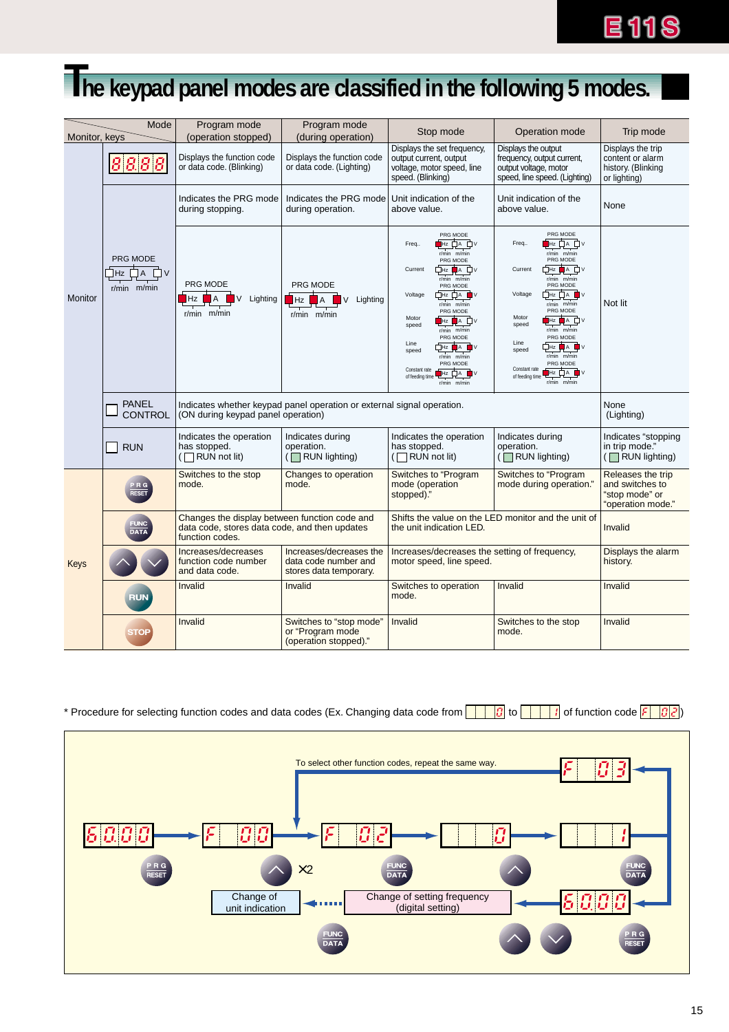# The keypad panel modes are classified in the following 5 modes.

| Monitor, keys / Mode | | Program mode (operation stopped) | Program mode (during operation) | Stop mode | Operation mode | Trip mode |
|---|---|---|---|---|---|---|
| Monitor | 8.8.8.8 | Displays the function code or data code. (Blinking) | Displays the function code or data code. (Lighting) | Displays the set frequency, output current, output voltage, motor speed, line speed. (Blinking) | Displays the output frequency, output current, output voltage, motor speed, line speed. (Lighting) | Displays the trip content or alarm history. (Blinking or lighting) |
| | PRG MODE Hz A V r/min m/min | Indicates the PRG mode during stopping. | Indicates the PRG mode during operation. | Unit indication of the above value. | Unit indication of the above value. | None |
| | | PRG MODE Hz A V Lighting r/min m/min | PRG MODE Hz A V Lighting r/min m/min | Freq. / Current / Voltage / Motor speed / Line speed / Constant rate of feeding time (PRG MODE Hz A V r/min m/min) | Freq. / Current / Voltage / Motor speed / Line speed / Constant rate of feeding time (PRG MODE Hz A V r/min m/min) | Not lit |
| | PANEL CONTROL | Indicates whether keypad panel operation or external signal operation. (ON during keypad panel operation) | | | | None (Lighting) |
| | RUN | Indicates the operation has stopped. (RUN not lit) | Indicates during operation. (RUN lighting) | Indicates the operation has stopped. (RUN not lit) | Indicates during operation. (RUN lighting) | Indicates "stopping in trip mode." (RUN lighting) |
| Keys | PRG RESET | Switches to the stop mode. | Changes to operation mode. | Switches to "Program mode (operation stopped)." | Switches to "Program mode during operation." | Releases the trip and switches to "stop mode" or "operation mode." |
| | FUNC DATA | Changes the display between function code and data code, stores data code, and then updates function codes. | | Shifts the value on the LED monitor and the unit of the unit indication LED. | | Invalid |
| | ∧ ∨ | Increases/decreases function code number and data code. | Increases/decreases the data code number and stores data temporary. | Increases/decreases the setting of frequency, motor speed, line speed. | | Displays the alarm history. |
| | RUN | Invalid | Invalid | Switches to operation mode. | Invalid | Invalid |
| | STOP | Invalid | Switches to "stop mode" or "Program mode (operation stopped)." | Invalid | Switches to the stop mode. | Invalid |

* Procedure for selecting function codes and data codes (Ex. Changing data code from 0 to 1 of function code F02)

6.0.0.0 → (PRG RESET) → F 00 → (∧ ×2) → F 02 → (FUNC DATA) → 0 → (∧) → 1 → (FUNC DATA) → F 03

To select other function codes, repeat the same way.

F 03 → 6.0.0.0 (PRG RESET)

6.0.0.0 (∧ ∨): Change of setting frequency (digital setting)

(FUNC DATA): Change of unit indication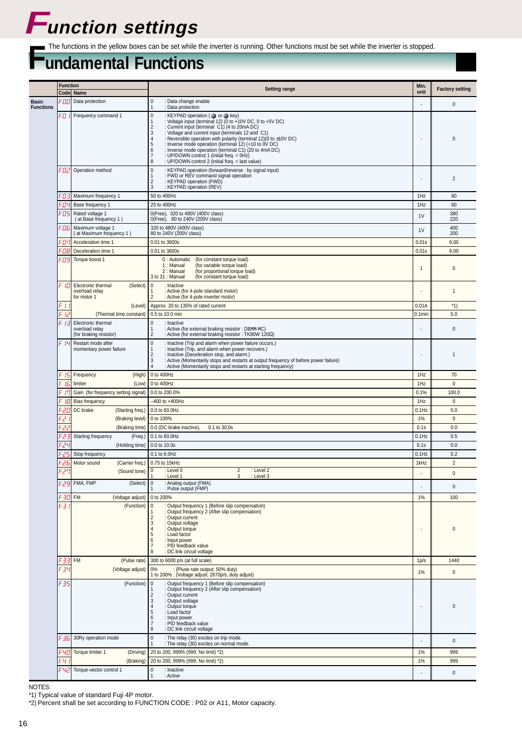# Function settings

The functions in the yellow boxes can be set while the inverter is running. Other functions must be set while the inverter is stopped.

## Fundamental Functions

| | Function Code | Name | Setting range | Min. unit | Factory setting |
|---|---|---|---|---|---|
| Basic Functions | F00 | Data protection | 0 : Data change enable<br>1 : Data protection | - | 0 |
| | F01 | Frequency command 1 | 0 : KEYPAD operation ( or key)<br>1 : Voltage input (terminal 12) (0 to +10V DC, 0 to +5V DC)<br>2 : Current input (terminal C1) (4 to 20mA DC)<br>3 : Voltage and current input (terminals 12 and C1)<br>4 : Reversible operation with polarity (terminal 12)(0 to ±10V DC)<br>5 : Inverse mode operation (terminal 12) (+10 to 0V DC)<br>6 : Inverse mode operation (terminal C1) (20 to 4mA DC)<br>7 : UP/DOWN control 1 (initial freq. = 0Hz)<br>8 : UP/DOWN control 2 (initial freq. = last value) | - | 0 |
| | F02 | Operation method | 0 : KEYPAD operation (forward/reverse : by signal input)<br>1 : FWD or REV command signal operation<br>2 : KEYPAD operation (FWD)<br>3 : KEYPAD operation (REV) | - | 2 |
| | F03 | Maximum frequency 1 | 50 to 400Hz | 1Hz | 60 |
| | F04 | Base frequency 1 | 25 to 400Hz | 1Hz | 60 |
| | F05 | Rated voltage 1 ( at Base frequency 1 ) | 0(Free), 320 to 480V (400V class)<br>0(Free), 80 to 240V (200V class) | 1V | 380<br>220 |
| | F06 | Maximum voltage 1 ( at Maximum frequency 1 ) | 320 to 480V (400V class)<br>80 to 240V (200V class) | 1V | 400<br>200 |
| | F07 | Acceleration time 1 | 0.01 to 3600s | 0.01s | 6.00 |
| | F08 | Deceleration time 1 | 0.01 to 3600s | 0.01s | 6.00 |
| | F09 | Torque boost 1 | 0 : Automatic (for constant torque load)<br>1 : Manual (for variable torque load)<br>2 : Manual (for proportional torque load)<br>3 to 31 : Manual (for constant torque load) | 1 | 0 |
| | F10 | Electronic thermal overload relay for motor 1 (Select) | 0 : Inactive<br>1 : Active (for 4-pole standard motor)<br>2 : Active (for 4-pole inverter motor) | - | 1 |
| | F11 | (Level) | Approx. 20 to 135% of rated current | 0.01A | *1) |
| | F12 | (Thermal time constant) | 0.5 to 10.0 min | 0.1min | 5.0 |
| | F13 | Electronic thermal overload relay (for braking resistor) | 0 : Inactive<br>1 : Active (for external braking resistor : DB■■-MC)<br>2 : Active (for external braking resistor : TK80W 120Ω) | - | 0 |
| | F14 | Restart mode after momentary power failure | 0 : Inactive (Trip and alarm when power failure occurs.)<br>1 : Inactive (Trip, and alarm when power recovers.)<br>2 : Inactive (Deceleration stop, and alarm.)<br>3 : Active (Momentarily stops and restarts at output frequency of before power failure)<br>4 : Active (Momentarily stops and restarts at starting frequency) | - | 1 |
| | F15 | Frequency limiter (High) | 0 to 400Hz | 1Hz | 70 |
| | F16 | Frequency limiter (Low) | 0 to 400Hz | 1Hz | 0 |
| | F17 | Gain (for frequency setting signal) | 0.0 to 200.0% | 0.1% | 100.0 |
| | F18 | Bias frequency | –400 to +400Hz | 1Hz | 0 |
| | F20 | DC brake (Starting freq.) | 0.0 to 60.0Hz | 0.1Hz | 0.0 |
| | F21 | (Braking level) | 0 to 100% | 1% | 0 |
| | F22 | (Braking time) | 0.0 (DC brake inactive), 0.1 to 30.0s | 0.1s | 0.0 |
| | F23 | Starting frequency (Freq.) | 0.1 to 60.0Hz | 0.1Hz | 0.5 |
| | F24 | (Holding time) | 0.0 to 10.0s | 0.1s | 0.0 |
| | F25 | Stop frequency | 0.1 to 6.0Hz | 0.1Hz | 0.2 |
| | F26 | Motor sound (Carrier freq.) | 0.75 to 15kHz | 1kHz | 2 |
| | F27 | (Sound tone) | 0 : Level 0<br>1 : Level 1<br>2 : Level 2<br>3 : Level 3 | - | 0 |
| | F29 | FMA, FMP (Select) | 0 : Analog output (FMA)<br>1 : Pulse output (FMP) | - | 0 |
| | F30 | FM (Voltage adjust) | 0 to 200% | 1% | 100 |
| | F31 | (Function) | 0 : Output frequency 1 (Before slip compensation)<br>1 : Output frequency 2 (After slip compensation)<br>2 : Output current<br>3 : Output voltage<br>4 : Output torque<br>5 : Load factor<br>6 : Input power<br>7 : PID feedback value<br>8 : DC link circuit voltage | - | 0 |
| | F33 | FM (Pulse rate) | 300 to 6000 p/s (at full scale) | 1p/s | 1440 |
| | F34 | (Voltage adjust) | 0% : (Pluse rate output: 50% duty)<br>1 to 200% : (Voltage adjust: 2670p/s, duty adjust) | 1% | 0 |
| | F35 | (Function) | 0 : Output frequency 1 (Before slip compensation)<br>1 : Output frequency 2 (After slip compensation)<br>2 : Output current<br>3 : Output voltage<br>4 : Output torque<br>5 : Load factor<br>6 : Input power<br>7 : PID feedback value<br>8 : DC link circuit voltage | - | 0 |
| | F36 | 30Ry operation mode | 0 : The relay (30) excites on trip mode.<br>1 : The relay (30) excites on normal mode. | - | 0 |
| | F40 | Torque limiter 1 (Driving) | 20 to 200, 999% (999: No limit) *2) | 1% | 999 |
| | F41 | (Braking) | 20 to 200, 999% (999: No limit) *2) | 1% | 999 |
| | F42 | Torque-vector control 1 | 0 : Inactive<br>1 : Active | - | 0 |

NOTES:
*1) Typical value of standard Fuji 4P motor.
*2) Percent shall be set according to FUNCTION CODE : P02 or A11, Motor capacity.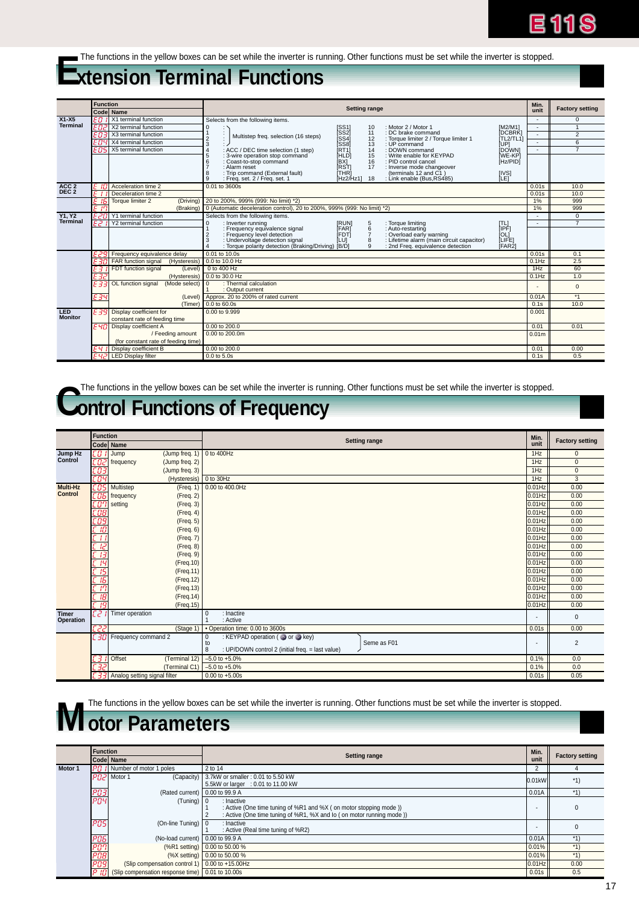The functions in the yellow boxes can be set while the inverter is running. Other functions must be set while the inverter is stopped.

# Extension Terminal Functions

| Function | Code | Name | Setting range | Min. unit | Factory setting |
|---|---|---|---|---|---|
| X1-X5 Terminal | E01 | X1 terminal function | Selects from the following items.<br>0, 1, 2, 3 : Multistep freq. selection (16 steps) [SS1] [SS2] [SS4] [SS8]<br>4 : ACC / DEC time selection (1 step) [RT1]<br>5 : 3-wire operation stop command [HLD]<br>6 : Coast-to-stop command [BX]<br>7 : Alarm reset [RST]<br>8 : Trip command (External fault) [THR]<br>9 : Freq. set. 2 / Freq. set. 1 [Hz2/Hz1]<br>10 : Motor 2 / Motor 1 [M2/M1]<br>11 : DC brake command [DCBRK]<br>12 : Torque limiter 2 / Torque limiter 1 [TL2/TL1]<br>13 : UP command [UP]<br>14 : DOWN command [DOWN]<br>15 : Write enable for KEYPAD [WE-KP]<br>16 : PID control cancel [Hz/PID]<br>17 : Inverse mode changeover (terminals 12 and C1) [IVS]<br>18 : Link enable (Bus,RS485) [LE] | - | 0 |
| | E02 | X2 terminal function | | - | 1 |
| | E03 | X3 terminal function | | - | 2 |
| | E04 | X4 terminal function | | - | 6 |
| | E05 | X5 terminal function | | - | 7 |
| ACC 2 DEC 2 | E10 | Acceleration time 2 | 0.01 to 3600s | 0.01s | 10.0 |
| | E11 | Deceleration time 2 | | 0.01s | 10.0 |
| | E16 | Torque limiter 2 (Driving) | 20 to 200%, 999% (999: No limit) *2) | 1% | 999 |
| | E17 | (Braking) | 0 (Automatic deceleration control), 20 to 200%, 999% (999: No limit) *2) | 1% | 999 |
| Y1, Y2 Terminal | E20 | Y1 terminal function | Selects from the following items.<br>0 : Inverter running [RUN]<br>1 : Frequency equivalence signal [FAR]<br>2 : Frequency level detection [FDT]<br>3 : Undervoltage detection signal [LU]<br>4 : Torque polarity detection (Braking/Driving) [B/D]<br>5 : Torque limiting [TL]<br>6 : Auto-restarting [IPF]<br>7 : Overload early warning [OL]<br>8 : Lifetime alarm (main circuit capacitor) [LIFE]<br>9 : 2nd Freq. equivalence detection [FAR2] | - | 0 |
| | E21 | Y2 terminal function | | - | 7 |
| | E29 | Frequency equivalence delay | 0.01 to 10.0s | 0.01s | 0.1 |
| | E30 | FAR function signal (Hysteresis) | 0.0 to 10.0 Hz | 0.1Hz | 2.5 |
| | E31 | FDT function signal (Level) | 0 to 400 Hz | 1Hz | 60 |
| | E32 | (Hysteresis) | 0.0 to 30.0 Hz | 0.1Hz | 1.0 |
| | E33 | OL function signal (Mode select) | 0 : Thermal calculation<br>1 : Output current | - | 0 |
| | E34 | (Level) | Approx. 20 to 200% of rated current | 0.01A | *1 |
| | E35 | (Timer) | 0.0 to 60.0s | 0.1s | 10.0 |
| LED Monitor | E39 | Display coefficient for constant rate of feeding time | 0.00 to 9.999 | 0.001 | |
| | E40 | Display coefficient A / Feeding amount (for constant rate of feeding time) | 0.00 to 200.0<br>0.00 to 200.0m | 0.01<br>0.01m | 0.01 |
| | E41 | Display coefficient B | 0.00 to 200.0 | 0.01 | 0.00 |
| | E42 | LED Display filter | 0.0 to 5.0s | 0.1s | 0.5 |

The functions in the yellow boxes can be set while the inverter is running. Other functions must be set while the inverter is stopped.

# Control Functions of Frequency

| Function | Code | Name | Setting range | Min. unit | Factory setting |
|---|---|---|---|---|---|
| Jump Hz Control | C01 | Jump frequency (Jump freq. 1) | 0 to 400Hz | 1Hz | 0 |
| | C02 | (Jump freq. 2) | | 1Hz | 0 |
| | C03 | (Jump freq. 3) | | 1Hz | 0 |
| | C04 | (Hysteresis) | 0 to 30Hz | 1Hz | 3 |
| Multi-Hz Control | C05 | Multistep frequency setting (Freq. 1) | 0.00 to 400.0Hz | 0.01Hz | 0.00 |
| | C06 | (Freq. 2) | | 0.01Hz | 0.00 |
| | C07 | (Freq. 3) | | 0.01Hz | 0.00 |
| | C08 | (Freq. 4) | | 0.01Hz | 0.00 |
| | C09 | (Freq. 5) | | 0.01Hz | 0.00 |
| | C10 | (Freq. 6) | | 0.01Hz | 0.00 |
| | C11 | (Freq. 7) | | 0.01Hz | 0.00 |
| | C12 | (Freq. 8) | | 0.01Hz | 0.00 |
| | C13 | (Freq. 9) | | 0.01Hz | 0.00 |
| | C14 | (Freq.10) | | 0.01Hz | 0.00 |
| | C15 | (Freq.11) | | 0.01Hz | 0.00 |
| | C16 | (Freq.12) | | 0.01Hz | 0.00 |
| | C17 | (Freq.13) | | 0.01Hz | 0.00 |
| | C18 | (Freq.14) | | 0.01Hz | 0.00 |
| | C19 | (Freq.15) | | 0.01Hz | 0.00 |
| Timer Operation | C21 | Timer operation | 0 : Inactive<br>1 : Active | - | 0 |
| | C22 | (Stage 1) | • Operation time: 0.00 to 3600s | 0.01s | 0.00 |
| | C30 | Frequency command 2 | 0 : KEYPAD operation ( or key)<br>to<br>8 : UP/DOWN control 2 (initial freq. = last value)<br>Seme as F01 | - | 2 |
| | C31 | Offset (Terminal 12) | −5.0 to +5.0% | 0.1% | 0.0 |
| | C32 | (Terminal C1) | −5.0 to +5.0% | 0.1% | 0.0 |
| | C33 | Analog setting signal filter | 0.00 to +5.00s | 0.01s | 0.05 |

The functions in the yellow boxes can be set while the inverter is running. Other functions must be set while the inverter is stopped.

# Motor Parameters

| Function | Code | Name | Setting range | Min. unit | Factory setting |
|---|---|---|---|---|---|
| Motor 1 | P01 | Number of motor 1 poles | 2 to 14 | 2 | 4 |
| | P02 | Motor 1 (Capacity) | 3.7kW or smaller : 0.01 to 5.50 kW<br>5.5kW or larger : 0.01 to 11.00 kW | 0.01kW | *1) |
| | P03 | (Rated current) | 0.00 to 99.9 A | 0.01A | *1) |
| | P04 | (Tuning) | 0 : Inactive<br>1 : Active (One time tuning of %R1 and %X ( on motor stopping mode ))<br>2 : Active (One time tuning of %R1, %X and Io ( on motor running mode )) | - | 0 |
| | P05 | (On-line Tuning) | 0 : Inactive<br>1 : Active (Real time tuning of %R2) | - | 0 |
| | P06 | (No-load current) | 0.00 to 99.9 A | 0.01A | *1) |
| | P07 | (%R1 setting) | 0.00 to 50.00 % | 0.01% | *1) |
| | P08 | (%X setting) | 0.00 to 50.00 % | 0.01% | *1) |
| | P09 | (Slip compensation control 1) | 0.00 to +15.00Hz | 0.01Hz | 0.00 |
| | P10 | (Slip compensation response time) | 0.01 to 10.00s | 0.01s | 0.5 |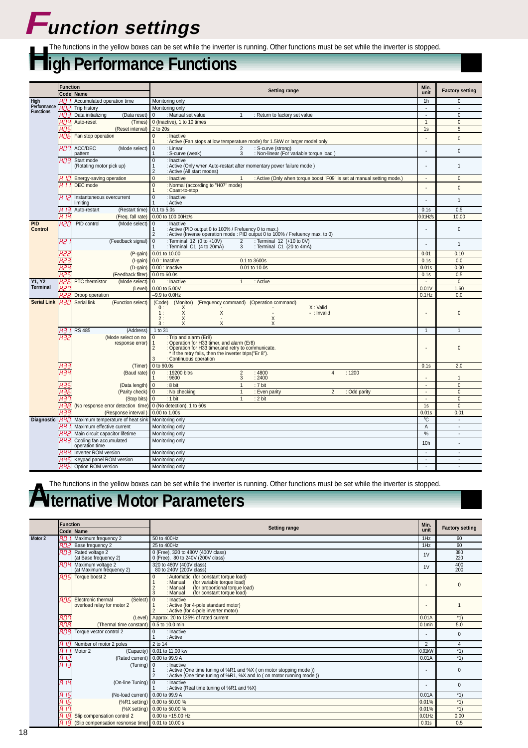# Function settings

The functions in the yellow boxes can be set while the inverter is running. Other functions must be set while the inverter is stopped.

## High Performance Functions

| | Function Code | Name | Setting range | Min. unit | Factory setting |
|---|---|---|---|---|---|
| High Performance Functions | H01 | Accumulated operation time | Monitoring only | 1h | 0 |
| | H02 | Trip history | Monitoring only | - | - |
| | H03 | Data initializing (Data reset) | 0 : Manual set value<br>1 : Return to factory set value | - | 0 |
| | H04 | Auto-reset (Times) | 0 (Inactive), 1 to 10 times | 1 | 0 |
| | H05 | (Reset interval) | 2 to 20s | 1s | 5 |
| | H06 | Fan stop operation | 0 : Inactive<br>1 : Active (Fan stops at low temperature mode) for 1.5kW or larger model only | - | 0 |
| | H07 | ACC/DEC pattern (Mode select) | 0 : Linear<br>1 : S-curve (weak)<br>2 : S-curve (strong)<br>3 : Non-linear (For variable torque load ) | - | 0 |
| | H09 | Start mode (Rotating motor pick up) | 0 : Inactive<br>1 : Active (Only when Auto-restart after momentary power failure mode )<br>2 : Active (All start modes) | - | 1 |
| | H10 | Energy-saving operation | 0 : Inactive<br>1 : Active (Only when torque boost "F09" is set at manual setting mode.) | - | 0 |
| | H11 | DEC mode | 0 : Normal (according to "H07" mode)<br>1 : Coast-to-stop | - | 0 |
| | H12 | Instantaneous overcurrent limiting | 0 : Inactive<br>1 : Active | - | 1 |
| | H13 | Auto-restart (Restart time) | 0.1 to 5.0s | 0.1s | 0.5 |
| | H14 | (Freq. fall rate) | 0.00 to 100.00Hz/s | 0.01Hz/s | 10.00 |
| PID Control | H20 | PID control (Mode select) | 0 : Inactive<br>1 : Active (PID output 0 to 100% / Frefuency 0 to max.)<br>2 : Active (Inverse operation mode : PID output 0 to 100% / Frefuency max. to 0) | - | 0 |
| | H21 | (Feedback signal) | 0 : Terminal 12 (0 to +10V)<br>1 : Terminal C1 (4 to 20mA)<br>2 : Terminal 12 (+10 to 0V)<br>3 : Terminal C1 (20 to 4mA) | - | 1 |
| | H22 | (P-gain) | 0.01 to 10.00 | 0.01 | 0.10 |
| | H23 | (I-gain) | 0.0 : Inactive 0.1 to 3600s | 0.1s | 0.0 |
| | H24 | (D-gain) | 0.00 : Inactive 0.01 to 10.0s | 0.01s | 0.00 |
| | H25 | (Feedback filter) | 0.0 to 60.0s | 0.1s | 0.5 |
| Y1, Y2 Terminal | H26 | PTC thermistor (Mode select) | 0 : Inactive<br>1 : Active | - | 0 |
| | H27 | (Level) | 0.00 to 5.00V | 0.01V | 1.60 |
| | H28 | Droop operation | –9.9 to 0.0Hz | 0.1Hz | 0.0 |
| Serial Link | H30 | Serial link (Function select) | (Code) (Monitor) (Frequency command) (Operation command)<br>0 : X - -<br>1 : X X -<br>2 : X - X<br>3 : X X X<br>X : Valid<br>- : Invalid | - | 0 |
| | H31 | RS 485 (Address) | 1 to 31 | 1 | 1 |
| | H32 | (Mode select on no response error) | 0 : Trip and alarm (Er8)<br>1 : Operation for H33 timer, and alarm (Er8)<br>2 : Operation for H33 timer,and retry to communicate.<br>* If the retry fails, then the inverter trips("Er 8").<br>3 : Continuous operation | - | 0 |
| | H33 | (Timer) | 0 to 60.0s | 0.1s | 2.0 |
| | H34 | (Baud rate) | 0 : 19200 bit/s<br>1 : 9600<br>2 : 4800<br>3 : 2400<br>4 : 1200 | - | 1 |
| | H35 | (Data length) | 0 : 8 bit<br>1 : 7 bit | - | 0 |
| | H36 | (Parity check) | 0 : No checking<br>1 : Even parity<br>2 : Odd parity | - | 0 |
| | H37 | (Stop bits) | 0 : 1 bit<br>1 : 2 bit | - | 0 |
| | H38 | (No response error detection time) | 0 (No detection), 1 to 60s | 1s | 0 |
| | H39 | (Response interval ) | 0.00 to 1.00s | 0.01s | 0.01 |
| Diagnostic | H40 | Maximum temperature of heat sink | Monitoring only | ℃ | - |
| | H41 | Maximum effective current | Monitoring only | A | - |
| | H42 | Main circuit capacitor lifetime | Monitoring only | % | - |
| | H43 | Cooling fan accumulated operation time | Monitoring only | 10h | - |
| | H44 | Inverter ROM version | Monitoring only | - | - |
| | H45 | Keypad panel ROM version | Monitoring only | - | - |
| | H46 | Option ROM version | Monitoring only | - | - |

The functions in the yellow boxes can be set while the inverter is running. Other functions must be set while the inverter is stopped.

## Alternative Motor Parameters

| | Function Code | Name | Setting range | Min. unit | Factory setting |
|---|---|---|---|---|---|
| Motor 2 | A01 | Maximum frequency 2 | 50 to 400Hz | 1Hz | 60 |
| | A02 | Base frequency 2 | 25 to 400Hz | 1Hz | 60 |
| | A03 | Rated voltage 2 (at Base frequency 2) | 0 (Free), 320 to 480V (400V class)<br>0 (Free), 80 to 240V (200V class) | 1V | 380<br>220 |
| | A04 | Maximum voltage 2 (at Maximum frequency 2) | 320 to 480V (400V class)<br>80 to 240V (200V class) | 1V | 400<br>200 |
| | A05 | Torque boost 2 | 0 : Automatic (for constant torque load)<br>1 : Manual (for variable torque load)<br>2 : Manual (for proportional torque load)<br>3 : Manual (for constant torque load) | - | 0 |
| | A06 | Electronic thermal overload relay for motor 2 (Select) | 0 : Inactive<br>1 : Active (for 4-pole standard motor)<br>2 : Active (for 4-pole inverter motor) | - | 1 |
| | A07 | (Level) | Approx. 20 to 135% of rated current | 0.01A | *1) |
| | A08 | (Thermal time constant) | 0.5 to 10.0 min | 0.1min | 5.0 |
| | A09 | Torque vector control 2 | 0 : Inactive<br>1 : Active | - | 0 |
| | A10 | Number of motor 2 poles | 2 to 14 | 2 | 4 |
| | A11 | Motor 2 (Capacity) | 0.01 to 11.00 kw | 0.01kW | *1) |
| | A12 | (Rated current) | 0.00 to 99.9 A | 0.01A | *1) |
| | A13 | (Tuning) | 0 : Inactive<br>1 : Active (One time tuning of %R1 and %X ( on motor stopping mode ))<br>2 : Active (One time tuning of %R1, %X and Io ( on motor running mode )) | - | 0 |
| | A14 | (On-line Tuning) | 0 : Inactive<br>1 : Active (Real time tuning of %R1 and %X) | - | 0 |
| | A15 | (No-load current) | 0.00 to 99.9 A | 0.01A | *1) |
| | A16 | (%R1 setting) | 0.00 to 50.00 % | 0.01% | *1) |
| | A17 | (%X setting) | 0.00 to 50.00 % | 0.01% | *1) |
| | A18 | Slip compensation control 2 | 0.00 to +15.00 Hz | 0.01Hz | 0.00 |
| | A19 | (Slip compensation resnonse time) | 0.01 to 10.00 s | 0.01s | 0.5 |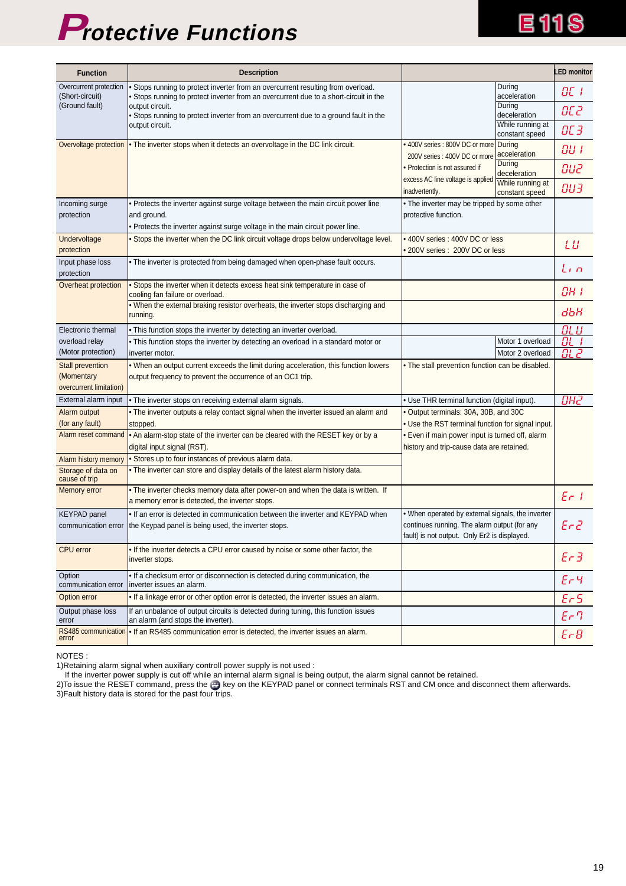# Protective Functions

E11S

| Function | Description | | | LED monitor |
|---|---|---|---|---|
| Overcurrent protection (Short-circuit) (Ground fault) | • Stops running to protect inverter from an overcurrent resulting from overload. • Stops running to protect inverter from an overcurrent due to a short-circuit in the output circuit. • Stops running to protect inverter from an overcurrent due to a ground fault in the output circuit. | | During acceleration | OC1 |
| | | | During deceleration | OC2 |
| | | | While running at constant speed | OC3 |
| Overvoltage protection | • The inverter stops when it detects an overvoltage in the DC link circuit. | • 400V series : 800V DC or more 200V series : 400V DC or more • Protection is not assured if excess AC line voltage is applied inadvertently. | During acceleration | OU1 |
| | | | During deceleration | OU2 |
| | | | While running at constant speed | OU3 |
| Incoming surge protection | • Protects the inverter against surge voltage between the main circuit power line and ground. • Protects the inverter against surge voltage in the main circuit power line. | • The inverter may be tripped by some other protective function. | | |
| Undervoltage protection | • Stops the inverter when the DC link circuit voltage drops below undervoltage level. | • 400V series : 400V DC or less • 200V series : 200V DC or less | | LU |
| Input phase loss protection | • The inverter is protected from being damaged when open-phase fault occurs. | | | Lin |
| Overheat protection | • Stops the inverter when it detects excess heat sink temperature in case of cooling fan failure or overload. | | | OH1 |
| | • When the external braking resistor overheats, the inverter stops discharging and running. | | | dbH |
| Electronic thermal overload relay (Motor protection) | • This function stops the inverter by detecting an inverter overload. | | | OLU |
| | • This function stops the inverter by detecting an overload in a standard motor or inverter motor. | | Motor 1 overload | OL1 |
| | | | Motor 2 overload | OL2 |
| Stall prevention (Momentary overcurrent limitation) | • When an output current exceeds the limit during acceleration, this function lowers output frequency to prevent the occurrence of an OC1 trip. | • The stall prevention function can be disabled. | | |
| External alarm input | • The inverter stops on receiving external alarm signals. | • Use THR terminal function (digital input). | | OH2 |
| Alarm output (for any fault) | • The inverter outputs a relay contact signal when the inverter issued an alarm and stopped. | • Output terminals: 30A, 30B, and 30C | | |
| Alarm reset command | • An alarm-stop state of the inverter can be cleared with the RESET key or by a digital input signal (RST). | • Use the RST terminal function for signal input. • Even if main power input is turned off, alarm history and trip-cause data are retained. | | |
| Alarm history memory | • Stores up to four instances of previous alarm data. | | | |
| Storage of data on cause of trip | • The inverter can store and display details of the latest alarm history data. | | | |
| Memory error | • The inverter checks memory data after power-on and when the data is written. If a memory error is detected, the inverter stops. | | | Er1 |
| KEYPAD panel communication error | • If an error is detected in communication between the inverter and KEYPAD when the Keypad panel is being used, the inverter stops. | • When operated by external signals, the inverter continues running. The alarm output (for any fault) is not output. Only Er2 is displayed. | | Er2 |
| CPU error | • If the inverter detects a CPU error caused by noise or some other factor, the inverter stops. | | | Er3 |
| Option communication error | • If a checksum error or disconnection is detected during communication, the inverter issues an alarm. | | | Er4 |
| Option error | • If a linkage error or other option error is detected, the inverter issues an alarm. | | | Er5 |
| Output phase loss error | If an unbalance of output circuits is detected during tuning, this function issues an alarm (and stops the inverter). | | | Er7 |
| RS485 communication error | • If an RS485 communication error is detected, the inverter issues an alarm. | | | Er8 |

NOTES :
1)Retaining alarm signal when auxiliary controll power supply is not used :
If the inverter power supply is cut off while an internal alarm signal is being output, the alarm signal cannot be retained.
2)To issue the RESET command, press the key on the KEYPAD panel or connect terminals RST and CM once and disconnect them afterwards.
3)Fault history data is stored for the past four trips.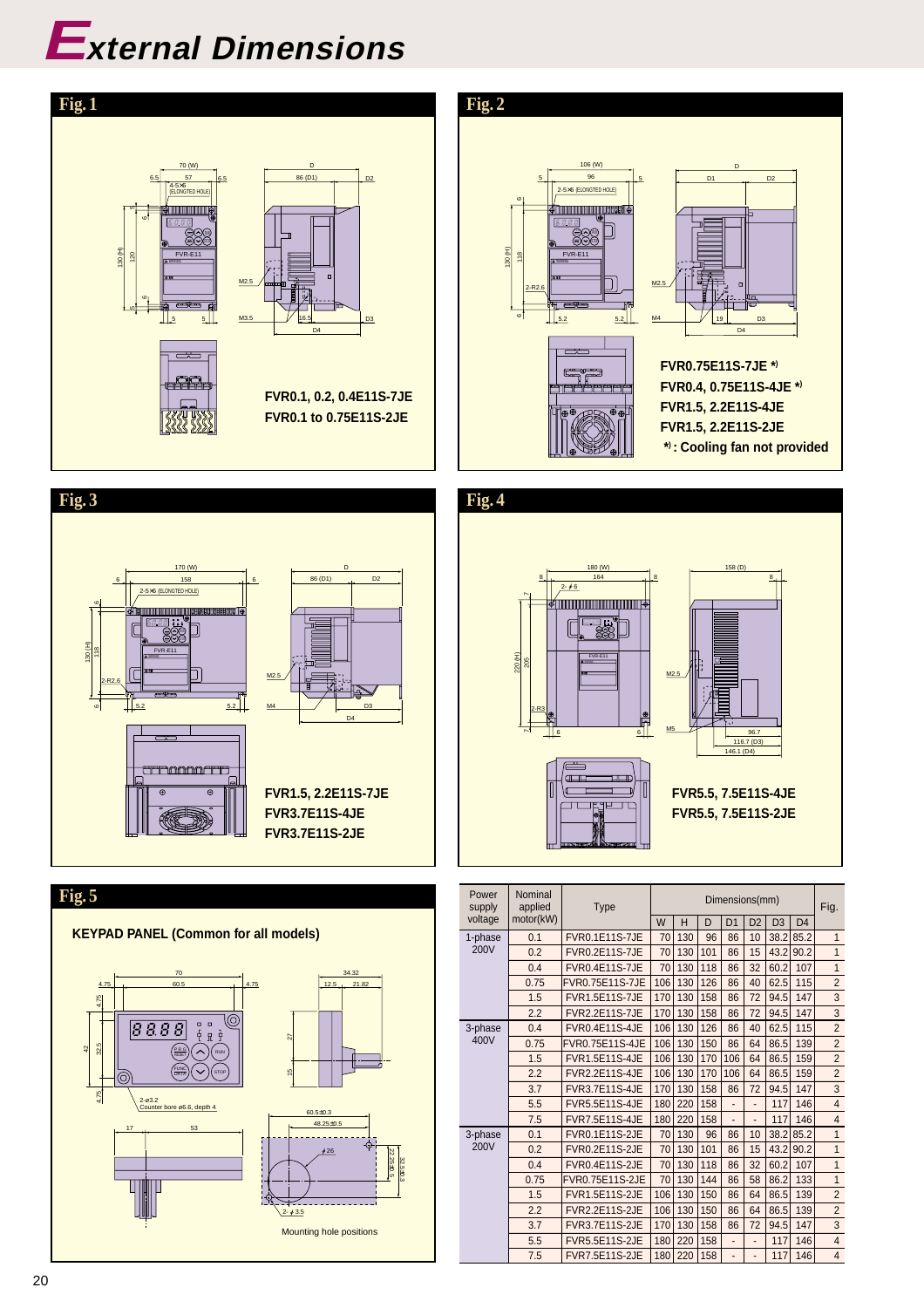# External Dimensions

## Fig. 1

FVR0.1, 0.2, 0.4E11S-7JE
FVR0.1 to 0.75E11S-2JE

## Fig. 2

FVR0.75E11S-7JE *)
FVR0.4, 0.75E11S-4JE *)
FVR1.5, 2.2E11S-4JE
FVR1.5, 2.2E11S-2JE
*) : Cooling fan not provided

## Fig. 3

FVR1.5, 2.2E11S-7JE
FVR3.7E11S-4JE
FVR3.7E11S-2JE

## Fig. 4

FVR5.5, 7.5E11S-4JE
FVR5.5, 7.5E11S-2JE

## Fig. 5

**KEYPAD PANEL (Common for all models)**

Mounting hole positions

| Power supply voltage | Nominal applied motor(kW) | Type | Dimensions(mm) | | | | | | | Fig. |
|---|---|---|---|---|---|---|---|---|---|---|
| | | | W | H | D | D1 | D2 | D3 | D4 | |
| 1-phase 200V | 0.1 | FVR0.1E11S-7JE | 70 | 130 | 96 | 86 | 10 | 38.2 | 85.2 | 1 |
| | 0.2 | FVR0.2E11S-7JE | 70 | 130 | 101 | 86 | 15 | 43.2 | 90.2 | 1 |
| | 0.4 | FVR0.4E11S-7JE | 70 | 130 | 118 | 86 | 32 | 60.2 | 107 | 1 |
| | 0.75 | FVR0.75E11S-7JE | 106 | 130 | 126 | 86 | 40 | 62.5 | 115 | 2 |
| | 1.5 | FVR1.5E11S-7JE | 170 | 130 | 158 | 86 | 72 | 94.5 | 147 | 3 |
| | 2.2 | FVR2.2E11S-7JE | 170 | 130 | 158 | 86 | 72 | 94.5 | 147 | 3 |
| 3-phase 400V | 0.4 | FVR0.4E11S-4JE | 106 | 130 | 126 | 86 | 40 | 62.5 | 115 | 2 |
| | 0.75 | FVR0.75E11S-4JE | 106 | 130 | 150 | 86 | 64 | 86.5 | 139 | 2 |
| | 1.5 | FVR1.5E11S-4JE | 106 | 130 | 170 | 106 | 64 | 86.5 | 159 | 2 |
| | 2.2 | FVR2.2E11S-4JE | 106 | 130 | 170 | 106 | 64 | 86.5 | 159 | 2 |
| | 3.7 | FVR3.7E11S-4JE | 170 | 130 | 158 | 86 | 72 | 94.5 | 147 | 3 |
| | 5.5 | FVR5.5E11S-4JE | 180 | 220 | 158 | - | - | 117 | 146 | 4 |
| | 7.5 | FVR7.5E11S-4JE | 180 | 220 | 158 | - | - | 117 | 146 | 4 |
| 3-phase 200V | 0.1 | FVR0.1E11S-2JE | 70 | 130 | 96 | 86 | 10 | 38.2 | 85.2 | 1 |
| | 0.2 | FVR0.2E11S-2JE | 70 | 130 | 101 | 86 | 15 | 43.2 | 90.2 | 1 |
| | 0.4 | FVR0.4E11S-2JE | 70 | 130 | 118 | 86 | 32 | 60.2 | 107 | 1 |
| | 0.75 | FVR0.75E11S-2JE | 70 | 130 | 144 | 86 | 58 | 86.2 | 133 | 1 |
| | 1.5 | FVR1.5E11S-2JE | 106 | 130 | 150 | 86 | 64 | 86.5 | 139 | 2 |
| | 2.2 | FVR2.2E11S-2JE | 106 | 130 | 150 | 86 | 64 | 86.5 | 139 | 2 |
| | 3.7 | FVR3.7E11S-2JE | 170 | 130 | 158 | 86 | 72 | 94.5 | 147 | 3 |
| | 5.5 | FVR5.5E11S-2JE | 180 | 220 | 158 | - | - | 117 | 146 | 4 |
| | 7.5 | FVR7.5E11S-2JE | 180 | 220 | 158 | - | - | 117 | 146 | 4 |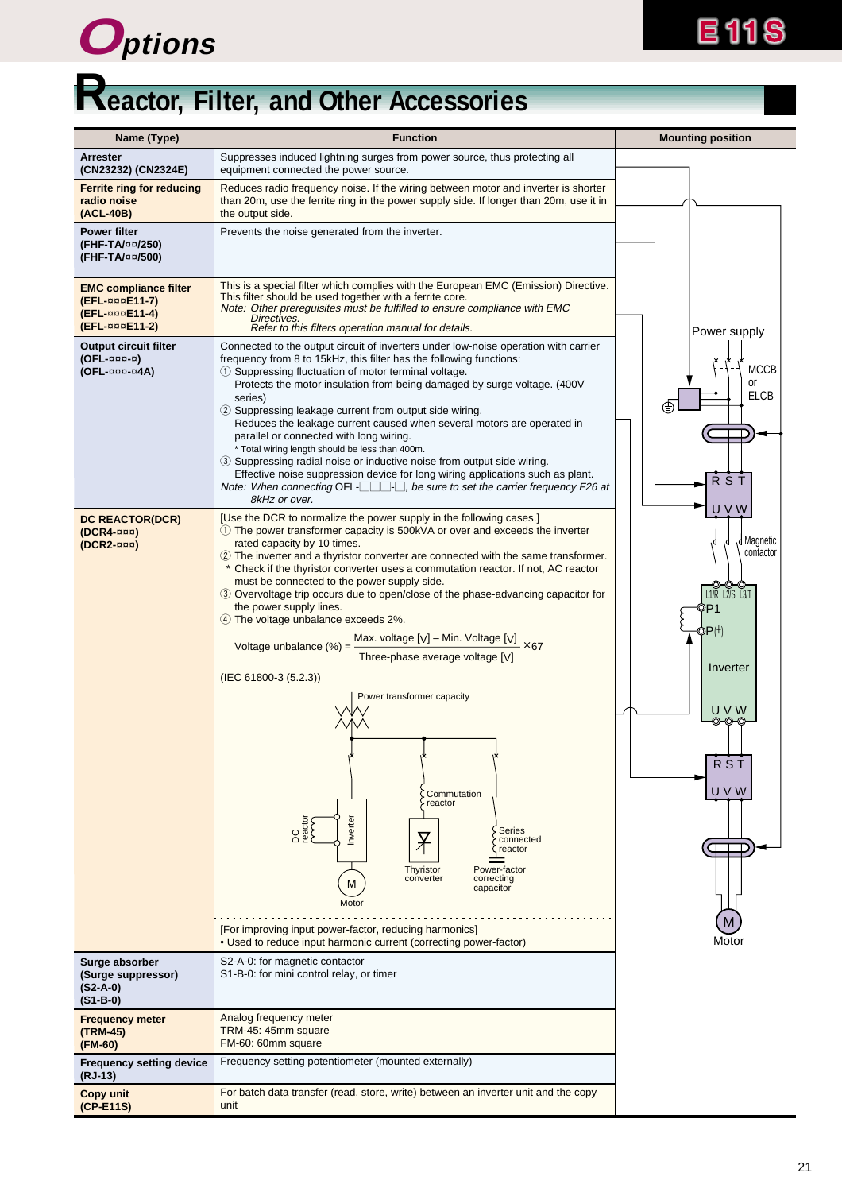# Options

## Reactor, Filter, and Other Accessories

| Name (Type) | Function | Mounting position |
|---|---|---|
| **Arrester (CN23232) (CN2324E)** | Suppresses induced lightning surges from power source, thus protecting all equipment connected the power source. | |
| **Ferrite ring for reducing radio noise (ACL-40B)** | Reduces radio frequency noise. If the wiring between motor and inverter is shorter than 20m, use the ferrite ring in the power supply side. If longer than 20m, use it in the output side. | |
| **Power filter (FHF-TA/□□/250) (FHF-TA/□□/500)** | Prevents the noise generated from the inverter. | |
| **EMC compliance filter (EFL-□□□E11-7) (EFL-□□□E11-4) (EFL-□□□E11-2)** | This is a special filter which complies with the European EMC (Emission) Directive. This filter should be used together with a ferrite core.<br>*Note: Other prerequisites must be fulfilled to ensure compliance with EMC Directives. Refer to this filters operation manual for details.* | |
| **Output circuit filter (OFL-□□□-□) (OFL-□□□-□4A)** | Connected to the output circuit of inverters under low-noise operation with carrier frequency from 8 to 15kHz, this filter has the following functions:<br>① Suppressing fluctuation of motor terminal voltage. Protects the motor insulation from being damaged by surge voltage. (400V series)<br>② Suppressing leakage current from output side wiring. Reduces the leakage current caused when several motors are operated in parallel or connected with long wiring. * Total wiring length should be less than 400m.<br>③ Suppressing radial noise or inductive noise from output side wiring. Effective noise suppression device for long wiring applications such as plant.<br>*Note: When connecting OFL-□□□-□, be sure to set the carrier frequency F26 at 8kHz or over.* | |
| **DC REACTOR(DCR) (DCR4-□□□) (DCR2-□□□)** | [Use the DCR to normalize the power supply in the following cases.]<br>① The power transformer capacity is 500kVA or over and exceeds the inverter rated capacity by 10 times.<br>② The inverter and a thyristor converter are connected with the same transformer. * Check if the thyristor converter uses a commutation reactor. If not, AC reactor must be connected to the power supply side.<br>③ Overvoltage trip occurs due to open/close of the phase-advancing capacitor for the power supply lines.<br>④ The voltage unbalance exceeds 2%.<br>$\text{Voltage unbalance (\%)} = \frac{\text{Max. voltage [V]} - \text{Min. Voltage [V]}}{\text{Three-phase average voltage [V]}} \times 67$<br>(IEC 61800-3 (5.2.3))<br>[Diagram: Power transformer capacity; DC reactor; Inverter; Motor; Commutation reactor; Thyristor converter; Series connected reactor; Power-factor correcting capacitor]<br>[For improving input power-factor, reducing harmonics]<br>• Used to reduce input harmonic current (correcting power-factor) | [Diagram: Power supply; MCCB or ELCB; R S T; U V W; Magnetic contactor; L1/R L2/S L3/T; P1; P(+); Inverter; U V W; R S T; U V W; M; Motor] |
| **Surge absorber (Surge suppressor) (S2-A-0) (S1-B-0)** | S2-A-0: for magnetic contactor<br>S1-B-0: for mini control relay, or timer | |
| **Frequency meter (TRM-45) (FM-60)** | Analog frequency meter<br>TRM-45: 45mm square<br>FM-60: 60mm square | |
| **Frequency setting device (RJ-13)** | Frequency setting potentiometer (mounted externally) | |
| **Copy unit (CP-E11S)** | For batch data transfer (read, store, write) between an inverter unit and the copy unit | |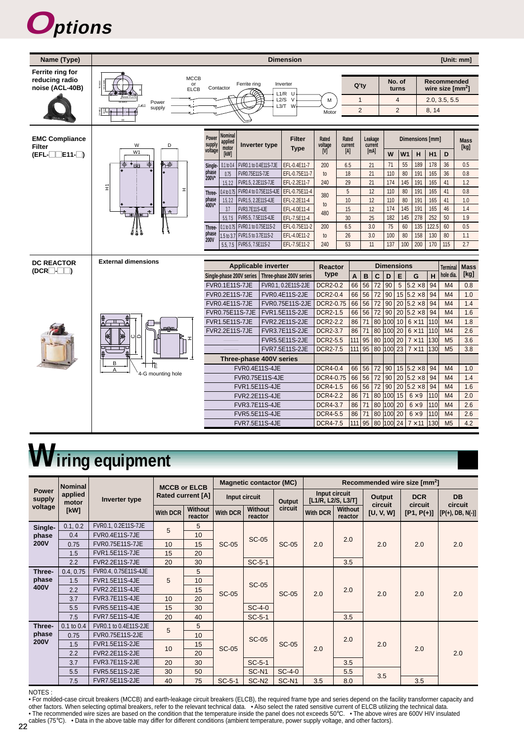# Options

| Name (Type) | Dimension [Unit: mm] |
|---|---|
| Ferrite ring for reducing radio noise (ACL-40B) | |

MCCB or ELCB — Contactor — Ferrite ring — Inverter (L1/R U, L2/S V, L3/T W) — M Motor; Power supply

| Q'ty | No. of turns | Recommended wire size [mm$^2$] |
|---|---|---|
| 1 | 4 | 2.0, 3.5, 5.5 |
| 2 | 2 | 8, 14 |

**EMC Compliance Filter (EFL-□□E11-□)**

| Power supply voltage | Nominal applied motor [kW] | Inverter type | Filter Type | Rated voltage [V] | Rated current [A] | Leakage current [mA] | W | W1 | H | H1 | D | Mass [kg] |
|---|---|---|---|---|---|---|---|---|---|---|---|---|
| Single-phase 200V* | 0.1 to 0.4 | FVR0.1 to 0.4E11S-7JE | EFL-0.4E11-7 | 200 to 240 | 6.5 | 21 | 71 | 55 | 189 | 178 | 36 | 0.5 |
| | 0.75 | FVR0.75E11S-7JE | EFL-0.75E11-7 | | 18 | 21 | 110 | 80 | 191 | 165 | 36 | 0.8 |
| | 1.5, 2.2 | FVR1.5, 2.2E11S-7JE | EFL-2.2E11-7 | | 29 | 21 | 174 | 145 | 191 | 165 | 41 | 1.2 |
| Three-phase 400V* | 0.4 to 0.75 | FVR0.4 to 0.75E11S-4JE | EFL-0.75E11-4 | 380 to 480 | 5 | 12 | 110 | 80 | 191 | 165 | 41 | 0.8 |
| | 1.5, 2.2 | FVR1.5, 2.2E11S-4JE | EFL-2.2E11-4 | | 10 | 12 | 110 | 80 | 191 | 165 | 41 | 1.0 |
| | 3.7 | FVR3.7E11S-4JE | EFL-4.0E11-4 | | 15 | 12 | 174 | 145 | 191 | 165 | 46 | 1.4 |
| | 5.5, 7.5 | FVR5.5, 7.5E11S-4JE | EFL-7.5E11-4 | | 30 | 25 | 182 | 145 | 278 | 252 | 50 | 1.9 |
| Three-phase 200V | 0.1 to 0.75 | FVR0.1 to 0.75E11S-2 | EFL-0.75E11-2 | 200 to 240 | 6.5 | 3.0 | 75 | 60 | 135 | 122.5 | 60 | 0.5 |
| | 1.5 to 3.7 | FVR1.5 to 3.7E11S-2 | EFL-4.0E11-2 | | 26 | 3.0 | 100 | 80 | 158 | 130 | 80 | 1.1 |
| | 5.5, 7.5 | FVR5.5, 7.5E11S-2 | EFL-7.5E11-2 | | 53 | 11 | 137 | 100 | 200 | 170 | 115 | 2.7 |

**DC REACTOR (DCR□-□□)**

External dimensions (4-G mounting hole)

| Single-phase 200V series | Three-phase 200V series | Reactor type | A | B | C | D | E | G | H | Terminal hole dia. | Mass [kg] |
|---|---|---|---|---|---|---|---|---|---|---|---|
| FVR0.1E11S-7JE | FVR0.1, 0.2E11S-2JE | DCR2-0.2 | 66 | 56 | 72 | 90 | 5 | 5.2 ×8 | 94 | M4 | 0.8 |
| FVR0.2E11S-7JE | FVR0.4E11S-2JE | DCR2-0.4 | 66 | 56 | 72 | 90 | 15 | 5.2 ×8 | 94 | M4 | 1.0 |
| FVR0.4E11S-7JE | FVR0.75E11S-2JE | DCR2-0.75 | 66 | 56 | 72 | 90 | 20 | 5.2 ×8 | 94 | M4 | 1.4 |
| FVR0.75E11S-7JE | FVR1.5E11S-2JE | DCR2-1.5 | 66 | 56 | 72 | 90 | 20 | 5.2 ×8 | 94 | M4 | 1.6 |
| FVR1.5E11S-7JE | FVR2.2E11S-2JE | DCR2-2.2 | 86 | 71 | 80 | 100 | 10 | 6 ×11 | 110 | M4 | 1.8 |
| FVR2.2E11S-7JE | FVR3.7E11S-2JE | DCR2-3.7 | 86 | 71 | 80 | 100 | 20 | 6 ×11 | 110 | M4 | 2.6 |
| | FVR5.5E11S-2JE | DCR2-5.5 | 111 | 95 | 80 | 100 | 20 | 7 ×11 | 130 | M5 | 3.6 |
| | FVR7.5E11S-2JE | DCR2-7.5 | 111 | 95 | 80 | 100 | 23 | 7 ×11 | 130 | M5 | 3.8 |
| **Three-phase 400V series** | | | | | | | | | | | |
| FVR0.4E11S-4JE | | DCR4-0.4 | 66 | 56 | 72 | 90 | 15 | 5.2 ×8 | 94 | M4 | 1.0 |
| FVR0.75E11S-4JE | | DCR4-0.75 | 66 | 56 | 72 | 90 | 20 | 5.2 ×8 | 94 | M4 | 1.4 |
| FVR1.5E11S-4JE | | DCR4-1.5 | 66 | 56 | 72 | 90 | 20 | 5.2 ×8 | 94 | M4 | 1.6 |
| FVR2.2E11S-4JE | | DCR4-2.2 | 86 | 71 | 80 | 100 | 15 | 6 ×9 | 110 | M4 | 2.0 |
| FVR3.7E11S-4JE | | DCR4-3.7 | 86 | 71 | 80 | 100 | 20 | 6 ×9 | 110 | M4 | 2.6 |
| FVR5.5E11S-4JE | | DCR4-5.5 | 86 | 71 | 80 | 100 | 20 | 6 ×9 | 110 | M4 | 2.6 |
| FVR7.5E11S-4JE | | DCR4-7.5 | 111 | 95 | 80 | 100 | 24 | 7 ×11 | 130 | M5 | 4.2 |

# Wiring equipment

| Power supply voltage | Nominal applied motor [kW] | Inverter type | MCCB or ELCB Rated current [A] With DCR | MCCB or ELCB Rated current [A] Without reactor | MC Input circuit With DCR | MC Input circuit Without reactor | MC Output circuit | Wire Input circuit [L1/R, L2/S, L3/T] With DCR | Wire Input circuit Without reactor | Wire Output circuit [U, V, W] | DCR circuit [P1, P(+)] | DB circuit [P(+), DB, N(-)] |
|---|---|---|---|---|---|---|---|---|---|---|---|---|
| Single-phase 200V | 0.1, 0.2 | FVR0.1, 0.2E11S-7JE | 5 | 5 | SC-05 | SC-05 | SC-05 | 2.0 | 2.0 | 2.0 | 2.0 | 2.0 |
| | 0.4 | FVR0.4E11S-7JE | 5 | 10 | SC-05 | SC-05 | SC-05 | 2.0 | 2.0 | 2.0 | 2.0 | 2.0 |
| | 0.75 | FVR0.75E11S-7JE | 10 | 15 | SC-05 | SC-05 | SC-05 | 2.0 | 2.0 | 2.0 | 2.0 | 2.0 |
| | 1.5 | FVR1.5E11S-7JE | 15 | 20 | SC-05 | SC-05 | SC-05 | 2.0 | 2.0 | 2.0 | 2.0 | 2.0 |
| | 2.2 | FVR2.2E11S-7JE | 20 | 30 | SC-05 | SC-5-1 | SC-05 | 2.0 | 3.5 | 2.0 | 2.0 | 2.0 |
| Three-phase 400V | 0.4, 0.75 | FVR0.4, 0.75E11S-4JE | 5 | 5 | SC-05 | SC-05 | SC-05 | 2.0 | 2.0 | 2.0 | 2.0 | 2.0 |
| | 1.5 | FVR1.5E11S-4JE | 5 | 10 | SC-05 | SC-05 | SC-05 | 2.0 | 2.0 | 2.0 | 2.0 | 2.0 |
| | 2.2 | FVR2.2E11S-4JE | 5 | 15 | SC-05 | SC-05 | SC-05 | 2.0 | 2.0 | 2.0 | 2.0 | 2.0 |
| | 3.7 | FVR3.7E11S-4JE | 10 | 20 | SC-05 | SC-05 | SC-05 | 2.0 | 2.0 | 2.0 | 2.0 | 2.0 |
| | 5.5 | FVR5.5E11S-4JE | 15 | 30 | SC-05 | SC-4-0 | SC-05 | 2.0 | 2.0 | 2.0 | 2.0 | 2.0 |
| | 7.5 | FVR7.5E11S-4JE | 20 | 40 | SC-05 | SC-5-1 | SC-05 | 2.0 | 3.5 | 2.0 | 2.0 | 2.0 |
| Three-phase 200V | 0.1 to 0.4 | FVR0.1 to 0.4E11S-2JE | 5 | 5 | SC-05 | SC-05 | SC-05 | 2.0 | 2.0 | 2.0 | 2.0 | 2.0 |
| | 0.75 | FVR0.75E11S-2JE | 5 | 10 | SC-05 | SC-05 | SC-05 | 2.0 | 2.0 | 2.0 | 2.0 | 2.0 |
| | 1.5 | FVR1.5E11S-2JE | 10 | 15 | SC-05 | SC-05 | SC-05 | 2.0 | 2.0 | 2.0 | 2.0 | 2.0 |
| | 2.2 | FVR2.2E11S-2JE | 10 | 20 | SC-05 | SC-05 | SC-05 | 2.0 | 2.0 | 2.0 | 2.0 | 2.0 |
| | 3.7 | FVR3.7E11S-2JE | 20 | 30 | SC-05 | SC-5-1 | SC-05 | 2.0 | 3.5 | 2.0 | 2.0 | 2.0 |
| | 5.5 | FVR5.5E11S-2JE | 30 | 50 | SC-05 | SC-N1 | SC-4-0 | 2.0 | 5.5 | 3.5 | 2.0 | 2.0 |
| | 7.5 | FVR7.5E11S-2JE | 40 | 75 | SC-5-1 | SC-N2 | SC-N1 | 3.5 | 8.0 | 3.5 | 3.5 | 2.0 |

NOTES :
- For molded-case circuit breakers (MCCB) and earth-leakage circuit breakers (ELCB), the required frame type and series depend on the facility transformer capacity and other factors. When selecting optimal breakers, refer to the relevant technical data. • Also select the rated sensitive current of ELCB utilizing the technical data.
- The recommended wire sizes are based on the condition that the temperature inside the panel does not exceeds 50°C. • The above wires are 600V HIV insulated cables (75°C). • Data in the above table may differ for different conditions (ambient temperature, power supply voltage, and other factors).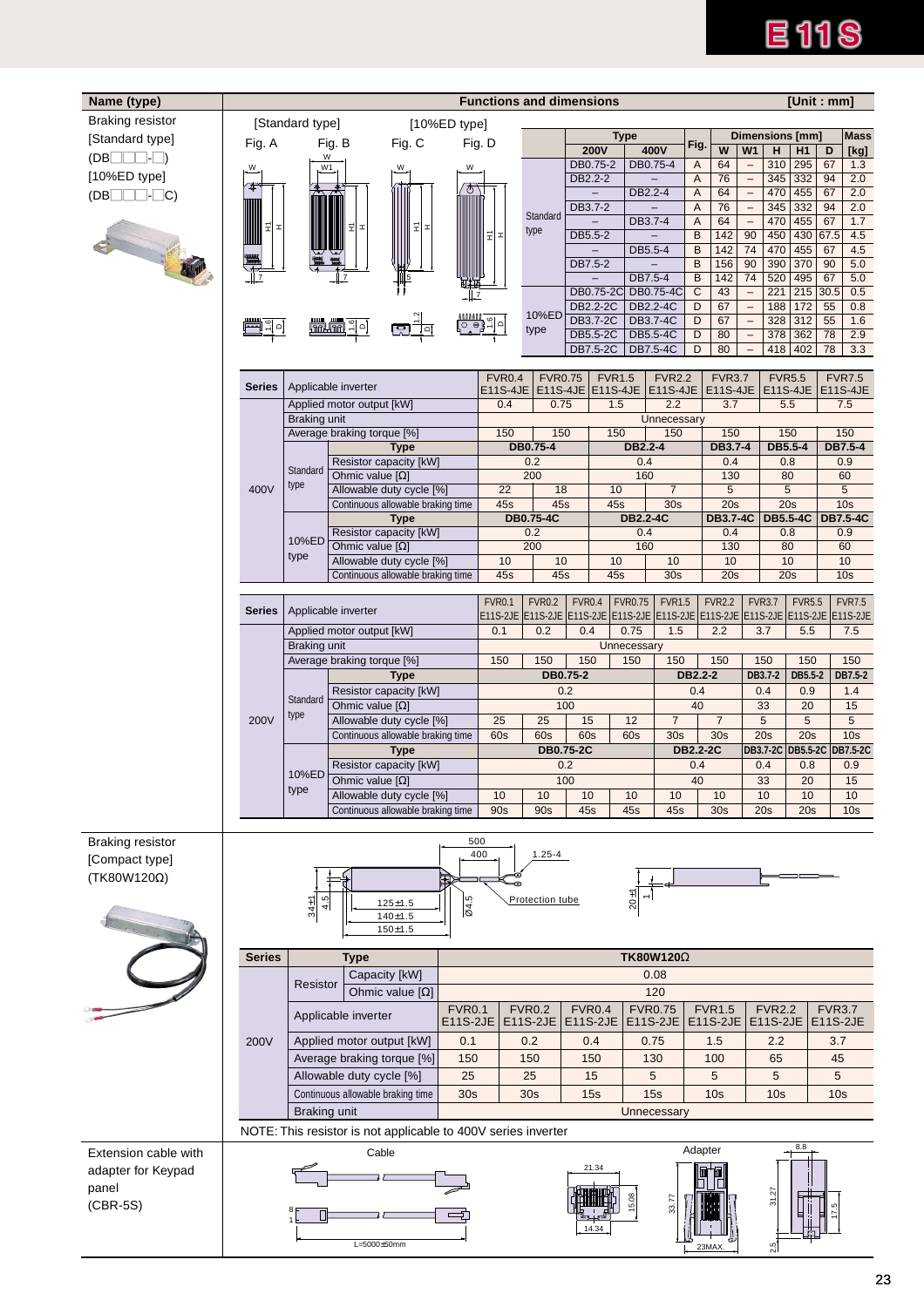| Name (type) | Functions and dimensions [Unit : mm] |
|---|---|

**Braking resistor**
[Standard type]
(DB□□□-□)
[10%ED type]
(DB□□□-□C)

[Standard type] Fig. A, Fig. B
[10%ED type] Fig. C, Fig. D

| | Type 200V | Type 400V | Fig. | W | W1 | H | H1 | D | Mass [kg] |
|---|---|---|---|---|---|---|---|---|---|
| Standard type | DB0.75-2 | DB0.75-4 | A | 64 | – | 310 | 295 | 67 | 1.3 |
| | DB2.2-2 | – | A | 76 | – | 345 | 332 | 94 | 2.0 |
| | – | DB2.2-4 | A | 64 | – | 470 | 455 | 67 | 2.0 |
| | DB3.7-2 | – | A | 76 | – | 345 | 332 | 94 | 2.0 |
| | – | DB3.7-4 | A | 64 | – | 470 | 455 | 67 | 1.7 |
| | DB5.5-2 | – | B | 142 | 90 | 450 | 430 | 67.5 | 4.5 |
| | – | DB5.5-4 | B | 142 | 74 | 470 | 455 | 67 | 4.5 |
| | DB7.5-2 | – | B | 156 | 90 | 390 | 370 | 90 | 5.0 |
| | – | DB7.5-4 | B | 142 | 74 | 520 | 495 | 67 | 5.0 |
| 10%ED type | DB0.75-2C | DB0.75-4C | C | 43 | – | 221 | 215 | 30.5 | 0.5 |
| | DB2.2-2C | DB2.2-4C | D | 67 | – | 188 | 172 | 55 | 0.8 |
| | DB3.7-2C | DB3.7-4C | D | 67 | – | 328 | 312 | 55 | 1.6 |
| | DB5.5-2C | DB5.5-4C | D | 80 | – | 378 | 362 | 78 | 2.9 |
| | DB7.5-2C | DB7.5-4C | D | 80 | – | 418 | 402 | 78 | 3.3 |

| Series | | Applicable inverter | FVR0.4 E11S-4JE | FVR0.75 E11S-4JE | FVR1.5 E11S-4JE | FVR2.2 E11S-4JE | FVR3.7 E11S-4JE | FVR5.5 E11S-4JE | FVR7.5 E11S-4JE |
|---|---|---|---|---|---|---|---|---|---|
| 400V | | Applied motor output [kW] | 0.4 | 0.75 | 1.5 | 2.2 | 3.7 | 5.5 | 7.5 |
| | | Braking unit | Unnecessary | | | | | | |
| | | Average braking torque [%] | 150 | 150 | 150 | 150 | 150 | 150 | 150 |
| | Standard type | Type | DB0.75-4 | | DB2.2-4 | | DB3.7-4 | DB5.5-4 | DB7.5-4 |
| | | Resistor capacity [kW] | 0.2 | | 0.4 | | 0.4 | 0.8 | 0.9 |
| | | Ohmic value [Ω] | 200 | | 160 | | 130 | 80 | 60 |
| | | Allowable duty cycle [%] | 22 | 18 | 10 | 7 | 5 | 5 | 5 |
| | | Continuous allowable braking time | 45s | 45s | 45s | 30s | 20s | 20s | 10s |
| | 10%ED type | Type | DB0.75-4C | | DB2.2-4C | | DB3.7-4C | DB5.5-4C | DB7.5-4C |
| | | Resistor capacity [kW] | 0.2 | | 0.4 | | 0.4 | 0.8 | 0.9 |
| | | Ohmic value [Ω] | 200 | | 160 | | 130 | 80 | 60 |
| | | Allowable duty cycle [%] | 10 | 10 | 10 | 10 | 10 | 10 | 10 |
| | | Continuous allowable braking time | 45s | 45s | 45s | 30s | 20s | 20s | 10s |

| Series | | Applicable inverter | FVR0.1 E11S-2JE | FVR0.2 E11S-2JE | FVR0.4 E11S-2JE | FVR0.75 E11S-2JE | FVR1.5 E11S-2JE | FVR2.2 E11S-2JE | FVR3.7 E11S-2JE | FVR5.5 E11S-2JE | FVR7.5 E11S-2JE |
|---|---|---|---|---|---|---|---|---|---|---|---|
| 200V | | Applied motor output [kW] | 0.1 | 0.2 | 0.4 | 0.75 | 1.5 | 2.2 | 3.7 | 5.5 | 7.5 |
| | | Braking unit | Unnecessary | | | | | | | | |
| | | Average braking torque [%] | 150 | 150 | 150 | 150 | 150 | 150 | 150 | 150 | 150 |
| | Standard type | Type | DB0.75-2 | | | | DB2.2-2 | | DB3.7-2 | DB5.5-2 | DB7.5-2 |
| | | Resistor capacity [kW] | 0.2 | | | | 0.4 | | 0.4 | 0.9 | 1.4 |
| | | Ohmic value [Ω] | 100 | | | | 40 | | 33 | 20 | 15 |
| | | Allowable duty cycle [%] | 25 | 25 | 15 | 12 | 7 | 7 | 5 | 5 | 5 |
| | | Continuous allowable braking time | 60s | 60s | 60s | 60s | 30s | 30s | 20s | 20s | 10s |
| | 10%ED type | Type | DB0.75-2C | | | | DB2.2-2C | | DB3.7-2C | DB5.5-2C | DB7.5-2C |
| | | Resistor capacity [kW] | 0.2 | | | | 0.4 | | 0.4 | 0.8 | 0.9 |
| | | Ohmic value [Ω] | 100 | | | | 40 | | 33 | 20 | 15 |
| | | Allowable duty cycle [%] | 10 | 10 | 10 | 10 | 10 | 10 | 10 | 10 | 10 |
| | | Continuous allowable braking time | 90s | 90s | 45s | 45s | 45s | 30s | 20s | 20s | 10s |

**Braking resistor**
[Compact type]
(TK80W120Ω)

Dimensions: 500, 400, 1.25-4, 34±1, 4.5, 125±1.5, 140±1.5, 150±1.5, Ø4.5, Protection tube, 20±1, 1

| Series | Type | | TK80W120Ω | | | | | | |
|---|---|---|---|---|---|---|---|---|---|
| 200V | Resistor | Capacity [kW] | 0.08 | | | | | | |
| | | Ohmic value [Ω] | 120 | | | | | | |
| | Applicable inverter | | FVR0.1 E11S-2JE | FVR0.2 E11S-2JE | FVR0.4 E11S-2JE | FVR0.75 E11S-2JE | FVR1.5 E11S-2JE | FVR2.2 E11S-2JE | FVR3.7 E11S-2JE |
| | Applied motor output [kW] | | 0.1 | 0.2 | 0.4 | 0.75 | 1.5 | 2.2 | 3.7 |
| | Average braking torque [%] | | 150 | 150 | 150 | 130 | 100 | 65 | 45 |
| | Allowable duty cycle [%] | | 25 | 25 | 15 | 5 | 5 | 5 | 5 |
| | Continuous allowable braking time | | 30s | 30s | 15s | 15s | 10s | 10s | 10s |
| | Braking unit | | Unnecessary | | | | | | |

NOTE: This resistor is not applicable to 400V series inverter

**Extension cable with adapter for Keypad panel**
(CBR-5S)

Cable: L=5000±50mm

Adapter: 21.34, 15.08, 14.34, 33.77, 23MAX., 8.8, 31.27, 17.5, 2.5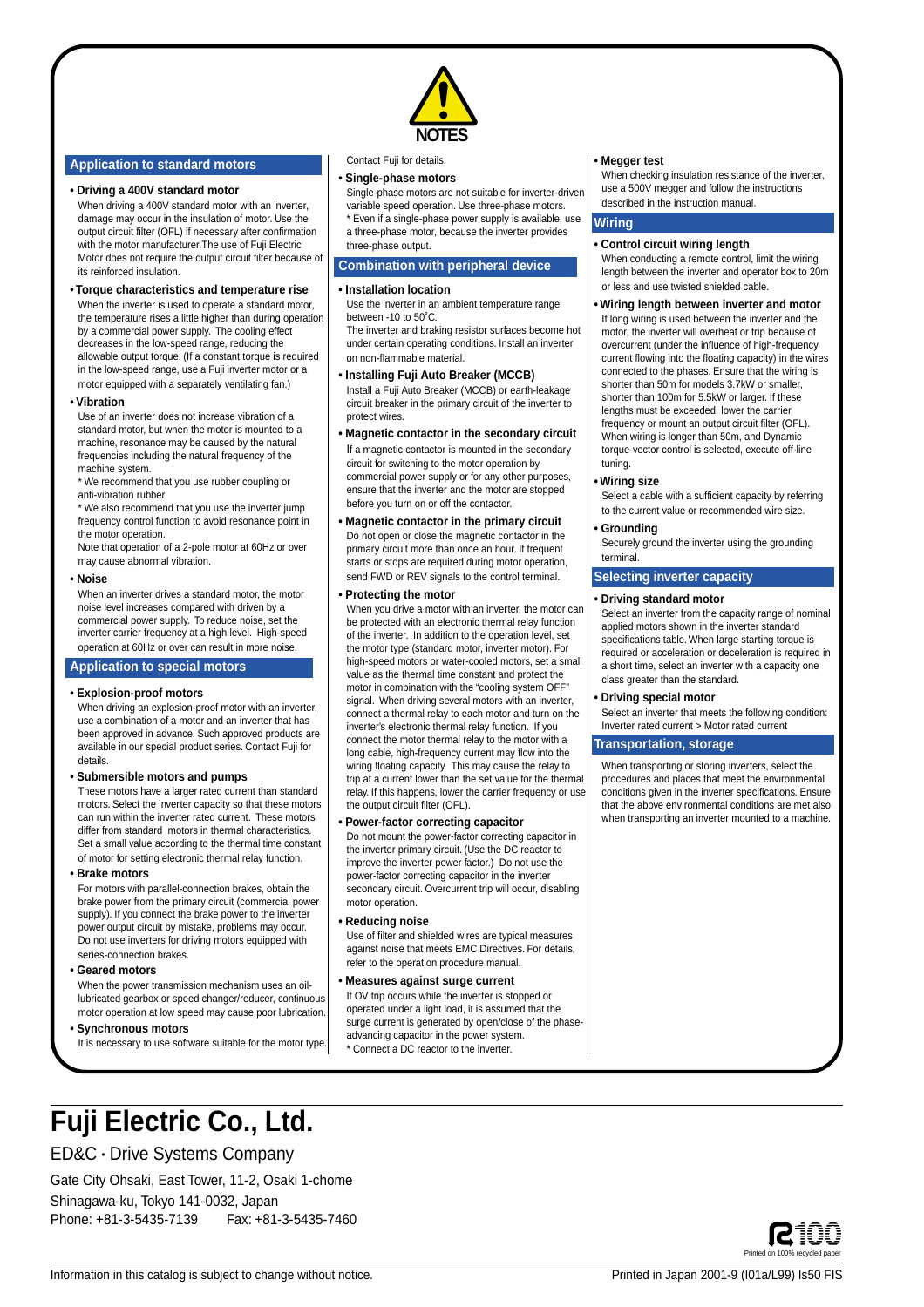# NOTES

## Application to standard motors

**• Driving a 400V standard motor**

When driving a 400V standard motor with an inverter, damage may occur in the insulation of motor. Use the output circuit filter (OFL) if necessary after confirmation with the motor manufacturer.The use of Fuji Electric Motor does not require the output circuit filter because of its reinforced insulation.

**• Torque characteristics and temperature rise**

When the inverter is used to operate a standard motor, the temperature rises a little higher than during operation by a commercial power supply. The cooling effect decreases in the low-speed range, reducing the allowable output torque. (If a constant torque is required in the low-speed range, use a Fuji inverter motor or a motor equipped with a separately ventilating fan.)

**• Vibration**

Use of an inverter does not increase vibration of a standard motor, but when the motor is mounted to a machine, resonance may be caused by the natural frequencies including the natural frequency of the machine system.

* We recommend that you use rubber coupling or anti-vibration rubber.

* We also recommend that you use the inverter jump frequency control function to avoid resonance point in the motor operation.

Note that operation of a 2-pole motor at 60Hz or over may cause abnormal vibration.

**• Noise**

When an inverter drives a standard motor, the motor noise level increases compared with driven by a commercial power supply. To reduce noise, set the inverter carrier frequency at a high level. High-speed operation at 60Hz or over can result in more noise.

## Application to special motors

**• Explosion-proof motors**

When driving an explosion-proof motor with an inverter, use a combination of a motor and an inverter that has been approved in advance. Such approved products are available in our special product series. Contact Fuji for details.

**• Submersible motors and pumps**

These motors have a larger rated current than standard motors. Select the inverter capacity so that these motors can run within the inverter rated current. These motors differ from standard motors in thermal characteristics. Set a small value according to the thermal time constant of motor for setting electronic thermal relay function.

**• Brake motors**

For motors with parallel-connection brakes, obtain the brake power from the primary circuit (commercial power supply). If you connect the brake power to the inverter power output circuit by mistake, problems may occur. Do not use inverters for driving motors equipped with series-connection brakes.

**• Geared motors**

When the power transmission mechanism uses an oil-lubricated gearbox or speed changer/reducer, continuous motor operation at low speed may cause poor lubrication.

**• Synchronous motors**

It is necessary to use software suitable for the motor type. Contact Fuji for details.

**• Single-phase motors**

Single-phase motors are not suitable for inverter-driven variable speed operation. Use three-phase motors.

* Even if a single-phase power supply is available, use a three-phase motor, because the inverter provides three-phase output.

## Combination with peripheral device

**• Installation location**

Use the inverter in an ambient temperature range between -10 to 50˚C.

The inverter and braking resistor surfaces become hot under certain operating conditions. Install an inverter on non-flammable material.

**• Installing Fuji Auto Breaker (MCCB)**

Install a Fuji Auto Breaker (MCCB) or earth-leakage circuit breaker in the primary circuit of the inverter to protect wires.

**• Magnetic contactor in the secondary circuit**

If a magnetic contactor is mounted in the secondary circuit for switching to the motor operation by commercial power supply or for any other purposes, ensure that the inverter and the motor are stopped before you turn on or off the contactor.

**• Magnetic contactor in the primary circuit**

Do not open or close the magnetic contactor in the primary circuit more than once an hour. If frequent starts or stops are required during motor operation, send FWD or REV signals to the control terminal.

**• Protecting the motor**

When you drive a motor with an inverter, the motor can be protected with an electronic thermal relay function of the inverter. In addition to the operation level, set the motor type (standard motor, inverter motor). For high-speed motors or water-cooled motors, set a small value as the thermal time constant and protect the motor in combination with the "cooling system OFF" signal. When driving several motors with an inverter, connect a thermal relay to each motor and turn on the inverter's electronic thermal relay function. If you connect the motor thermal relay to the motor with a long cable, high-frequency current may flow into the wiring floating capacity. This may cause the relay to trip at a current lower than the set value for the thermal relay. If this happens, lower the carrier frequency or use the output circuit filter (OFL).

**• Power-factor correcting capacitor**

Do not mount the power-factor correcting capacitor in the inverter primary circuit. (Use the DC reactor to improve the inverter power factor.) Do not use the power-factor correcting capacitor in the inverter secondary circuit. Overcurrent trip will occur, disabling motor operation.

**• Reducing noise**

Use of filter and shielded wires are typical measures against noise that meets EMC Directives. For details, refer to the operation procedure manual.

**• Measures against surge current**

If OV trip occurs while the inverter is stopped or operated under a light load, it is assumed that the surge current is generated by open/close of the phase-advancing capacitor in the power system.

* Connect a DC reactor to the inverter.

**• Megger test**

When checking insulation resistance of the inverter, use a 500V megger and follow the instructions described in the instruction manual.

## Wiring

**• Control circuit wiring length**

When conducting a remote control, limit the wiring length between the inverter and operator box to 20m or less and use twisted shielded cable.

**• Wiring length between inverter and motor**

If long wiring is used between the inverter and the motor, the inverter will overheat or trip because of overcurrent (under the influence of high-frequency current flowing into the floating capacity) in the wires connected to the phases. Ensure that the wiring is shorter than 50m for models 3.7kW or smaller, shorter than 100m for 5.5kW or larger. If these lengths must be exceeded, lower the carrier frequency or mount an output circuit filter (OFL). When wiring is longer than 50m, and Dynamic torque-vector control is selected, execute off-line tuning.

**• Wiring size**

Select a cable with a sufficient capacity by referring to the current value or recommended wire size.

**• Grounding**

Securely ground the inverter using the grounding terminal.

## Selecting inverter capacity

**• Driving standard motor**

Select an inverter from the capacity range of nominal applied motors shown in the inverter standard specifications table. When large starting torque is required or acceleration or deceleration is required in a short time, select an inverter with a capacity one class greater than the standard.

**• Driving special motor**

Select an inverter that meets the following condition: Inverter rated current > Motor rated current

## Transportation, storage

When transporting or storing inverters, select the procedures and places that meet the environmental conditions given in the inverter specifications. Ensure that the above environmental conditions are met also when transporting an inverter mounted to a machine.

# Fuji Electric Co., Ltd.

ED&C・Drive Systems Company

Gate City Ohsaki, East Tower, 11-2, Osaki 1-chome
Shinagawa-ku, Tokyo 141-0032, Japan
Phone: +81-3-5435-7139 Fax: +81-3-5435-7460

R100 Printed on 100% recycled paper

Information in this catalog is subject to change without notice.

Printed in Japan 2001-9 (I01a/L99) Is50 FIS